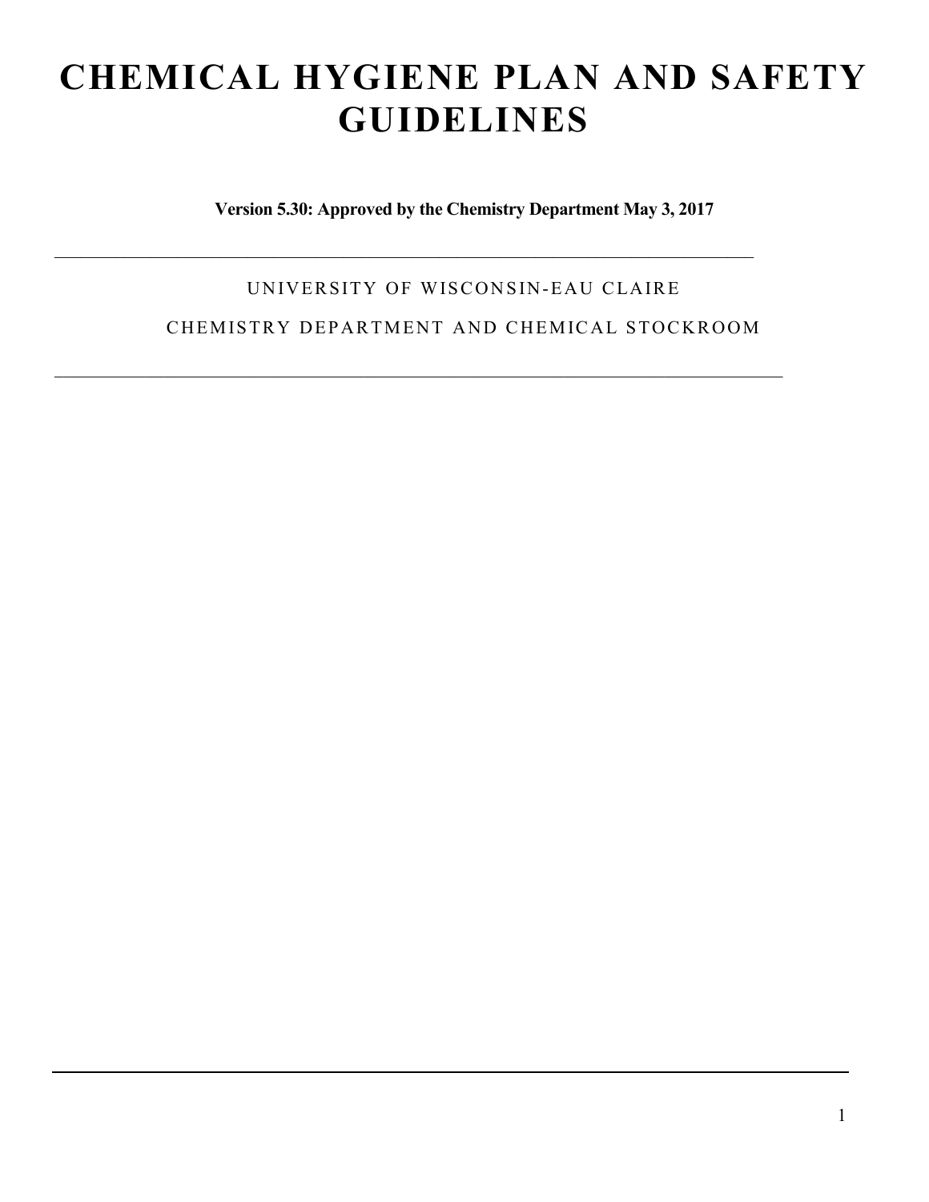# CHEMICAL HYGIENE PLAN AND SAFETY GUIDELINES

**Version 5.30: Approved by the Chemistry Department May 3, 2017**

---

UNIVERSITY OF WISCONSIN-EAU CLAIRE

CHEMISTRY DEPARTMENT AND CHEMICAL STOCKROOM

---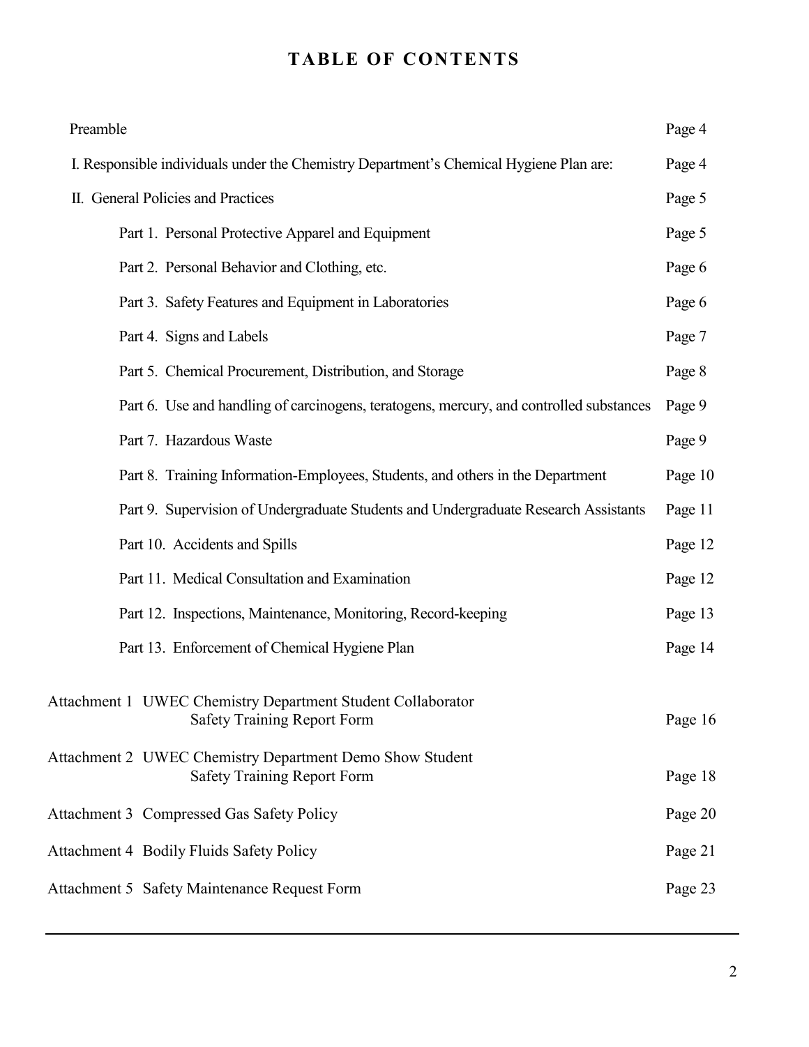# TABLE OF CONTENTS

| | |
|---|---|
| Preamble | Page 4 |
| I. Responsible individuals under the Chemistry Department's Chemical Hygiene Plan are: | Page 4 |
| II. General Policies and Practices | Page 5 |
| Part 1. Personal Protective Apparel and Equipment | Page 5 |
| Part 2. Personal Behavior and Clothing, etc. | Page 6 |
| Part 3. Safety Features and Equipment in Laboratories | Page 6 |
| Part 4. Signs and Labels | Page 7 |
| Part 5. Chemical Procurement, Distribution, and Storage | Page 8 |
| Part 6. Use and handling of carcinogens, teratogens, mercury, and controlled substances | Page 9 |
| Part 7. Hazardous Waste | Page 9 |
| Part 8. Training Information-Employees, Students, and others in the Department | Page 10 |
| Part 9. Supervision of Undergraduate Students and Undergraduate Research Assistants | Page 11 |
| Part 10. Accidents and Spills | Page 12 |
| Part 11. Medical Consultation and Examination | Page 12 |
| Part 12. Inspections, Maintenance, Monitoring, Record-keeping | Page 13 |
| Part 13. Enforcement of Chemical Hygiene Plan | Page 14 |
| Attachment 1 UWEC Chemistry Department Student Collaborator Safety Training Report Form | Page 16 |
| Attachment 2 UWEC Chemistry Department Demo Show Student Safety Training Report Form | Page 18 |
| Attachment 3 Compressed Gas Safety Policy | Page 20 |
| Attachment 4 Bodily Fluids Safety Policy | Page 21 |
| Attachment 5 Safety Maintenance Request Form | Page 23 |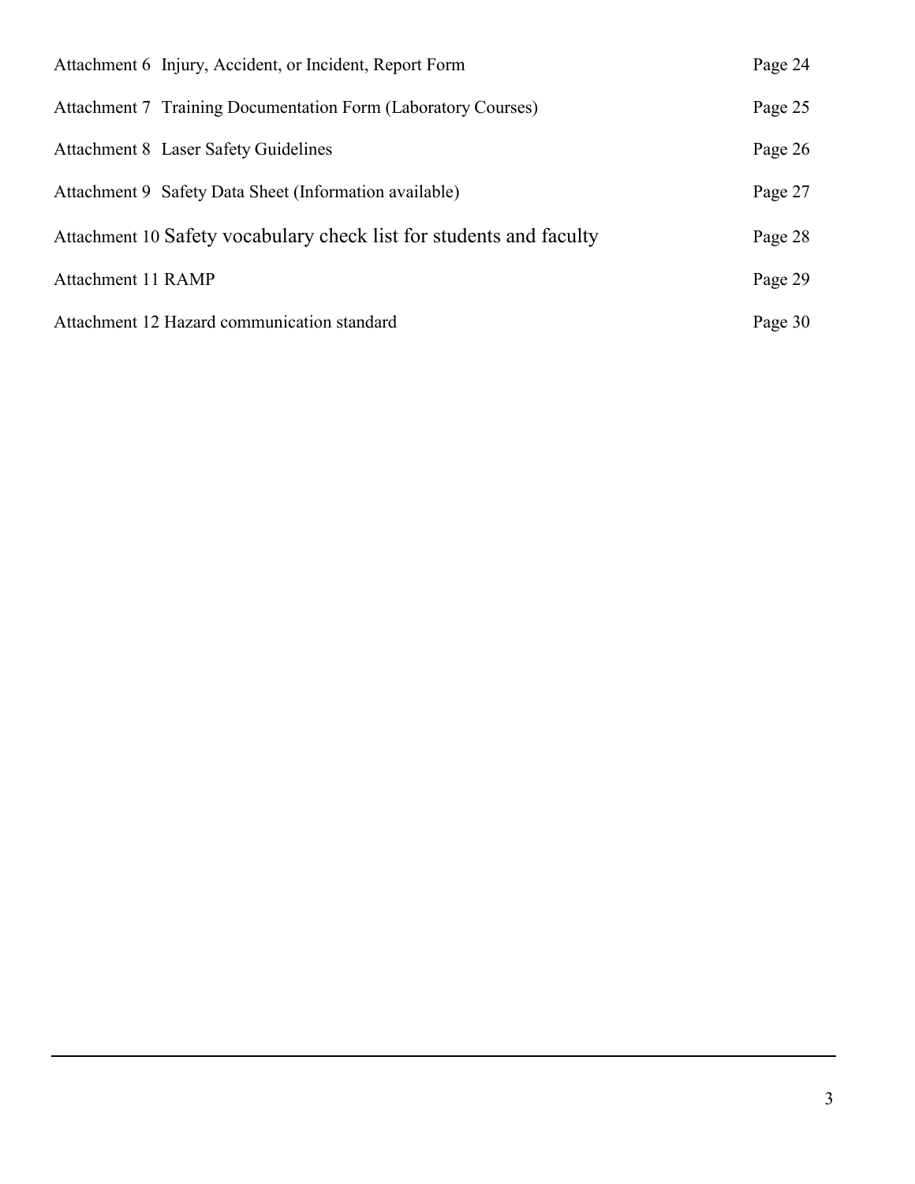| | |
|---|---|
| Attachment 6 Injury, Accident, or Incident, Report Form | Page 24 |
| Attachment 7 Training Documentation Form (Laboratory Courses) | Page 25 |
| Attachment 8 Laser Safety Guidelines | Page 26 |
| Attachment 9 Safety Data Sheet (Information available) | Page 27 |
| Attachment 10 Safety vocabulary check list for students and faculty | Page 28 |
| Attachment 11 RAMP | Page 29 |
| Attachment 12 Hazard communication standard | Page 30 |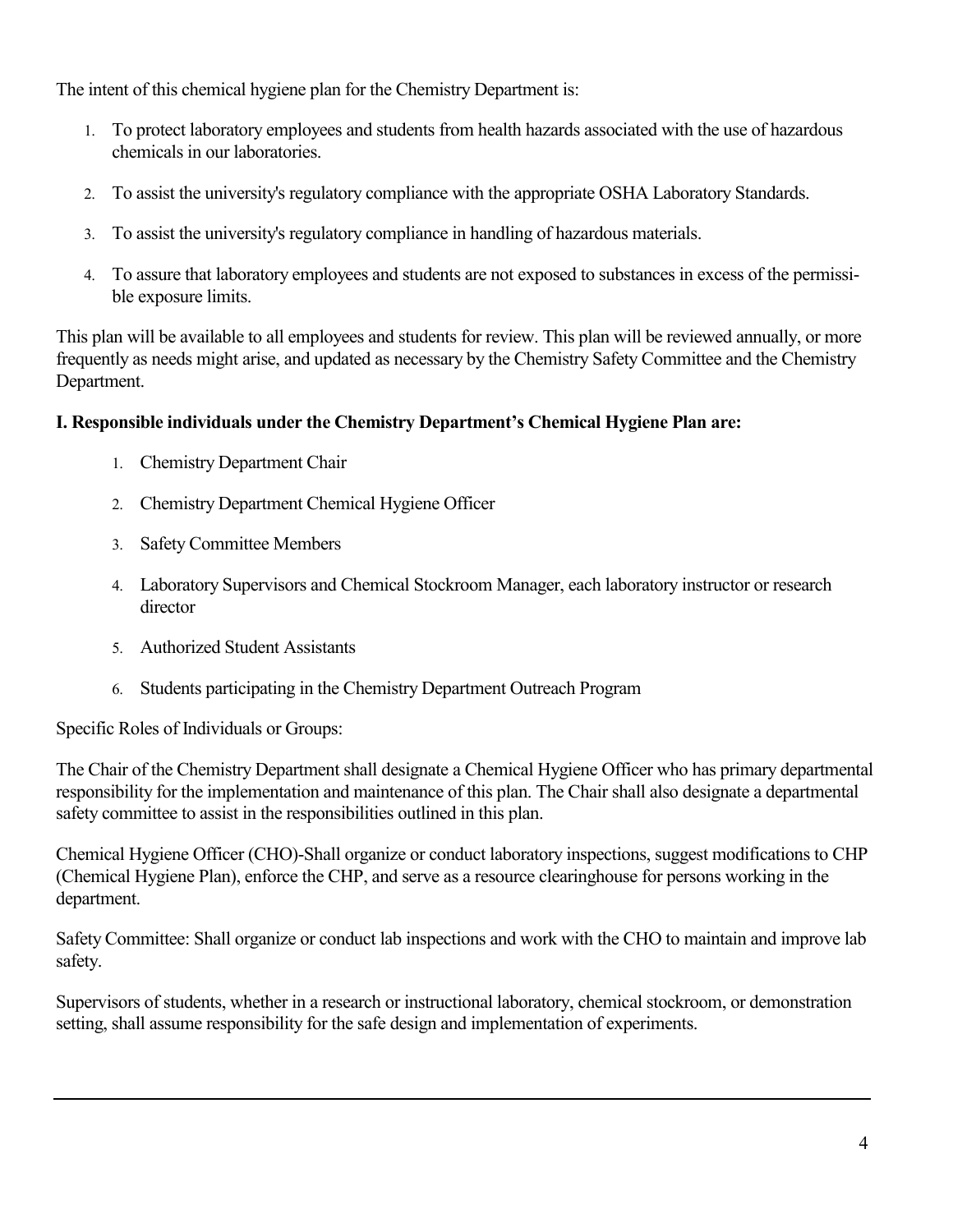The intent of this chemical hygiene plan for the Chemistry Department is:

1. To protect laboratory employees and students from health hazards associated with the use of hazardous chemicals in our laboratories.
2. To assist the university's regulatory compliance with the appropriate OSHA Laboratory Standards.
3. To assist the university's regulatory compliance in handling of hazardous materials.
4. To assure that laboratory employees and students are not exposed to substances in excess of the permissible exposure limits.

This plan will be available to all employees and students for review. This plan will be reviewed annually, or more frequently as needs might arise, and updated as necessary by the Chemistry Safety Committee and the Chemistry Department.

**I. Responsible individuals under the Chemistry Department's Chemical Hygiene Plan are:**

1. Chemistry Department Chair
2. Chemistry Department Chemical Hygiene Officer
3. Safety Committee Members
4. Laboratory Supervisors and Chemical Stockroom Manager, each laboratory instructor or research director
5. Authorized Student Assistants
6. Students participating in the Chemistry Department Outreach Program

Specific Roles of Individuals or Groups:

The Chair of the Chemistry Department shall designate a Chemical Hygiene Officer who has primary departmental responsibility for the implementation and maintenance of this plan. The Chair shall also designate a departmental safety committee to assist in the responsibilities outlined in this plan.

Chemical Hygiene Officer (CHO)-Shall organize or conduct laboratory inspections, suggest modifications to CHP (Chemical Hygiene Plan), enforce the CHP, and serve as a resource clearinghouse for persons working in the department.

Safety Committee: Shall organize or conduct lab inspections and work with the CHO to maintain and improve lab safety.

Supervisors of students, whether in a research or instructional laboratory, chemical stockroom, or demonstration setting, shall assume responsibility for the safe design and implementation of experiments.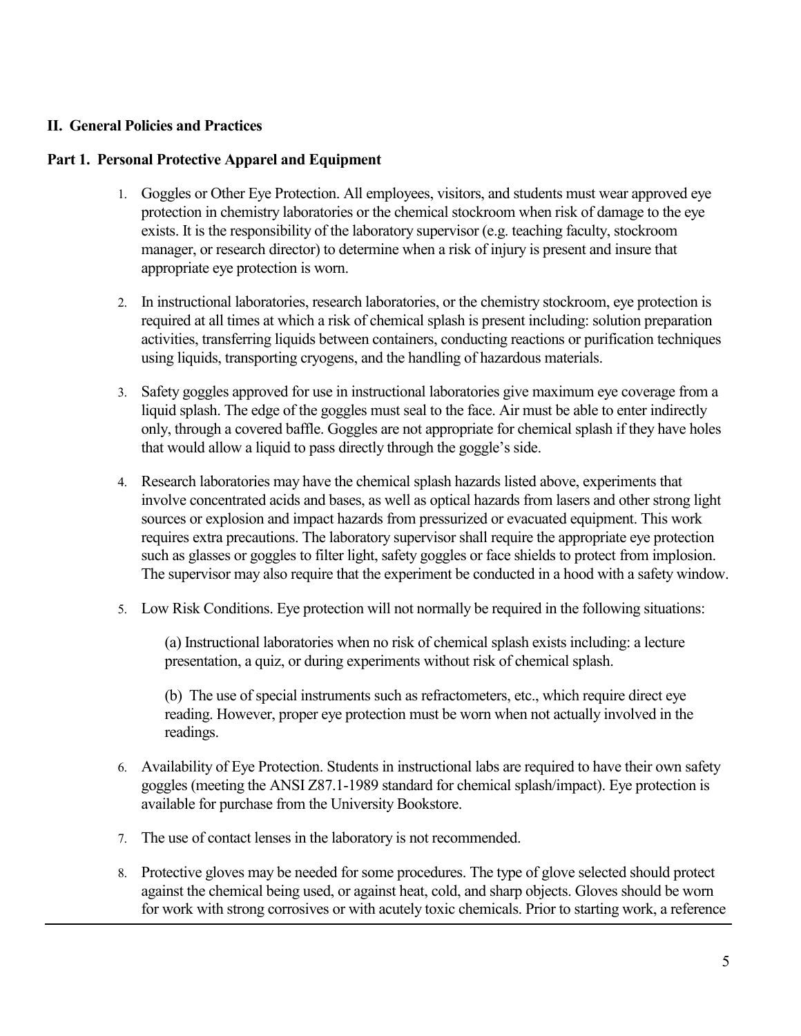## II. General Policies and Practices

### Part 1. Personal Protective Apparel and Equipment

1. Goggles or Other Eye Protection. All employees, visitors, and students must wear approved eye protection in chemistry laboratories or the chemical stockroom when risk of damage to the eye exists. It is the responsibility of the laboratory supervisor (e.g. teaching faculty, stockroom manager, or research director) to determine when a risk of injury is present and insure that appropriate eye protection is worn.

2. In instructional laboratories, research laboratories, or the chemistry stockroom, eye protection is required at all times at which a risk of chemical splash is present including: solution preparation activities, transferring liquids between containers, conducting reactions or purification techniques using liquids, transporting cryogens, and the handling of hazardous materials.

3. Safety goggles approved for use in instructional laboratories give maximum eye coverage from a liquid splash. The edge of the goggles must seal to the face. Air must be able to enter indirectly only, through a covered baffle. Goggles are not appropriate for chemical splash if they have holes that would allow a liquid to pass directly through the goggle's side.

4. Research laboratories may have the chemical splash hazards listed above, experiments that involve concentrated acids and bases, as well as optical hazards from lasers and other strong light sources or explosion and impact hazards from pressurized or evacuated equipment. This work requires extra precautions. The laboratory supervisor shall require the appropriate eye protection such as glasses or goggles to filter light, safety goggles or face shields to protect from implosion. The supervisor may also require that the experiment be conducted in a hood with a safety window.

5. Low Risk Conditions. Eye protection will not normally be required in the following situations:

   (a) Instructional laboratories when no risk of chemical splash exists including: a lecture presentation, a quiz, or during experiments without risk of chemical splash.

   (b) The use of special instruments such as refractometers, etc., which require direct eye reading. However, proper eye protection must be worn when not actually involved in the readings.

6. Availability of Eye Protection. Students in instructional labs are required to have their own safety goggles (meeting the ANSI Z87.1-1989 standard for chemical splash/impact). Eye protection is available for purchase from the University Bookstore.

7. The use of contact lenses in the laboratory is not recommended.

8. Protective gloves may be needed for some procedures. The type of glove selected should protect against the chemical being used, or against heat, cold, and sharp objects. Gloves should be worn for work with strong corrosives or with acutely toxic chemicals. Prior to starting work, a reference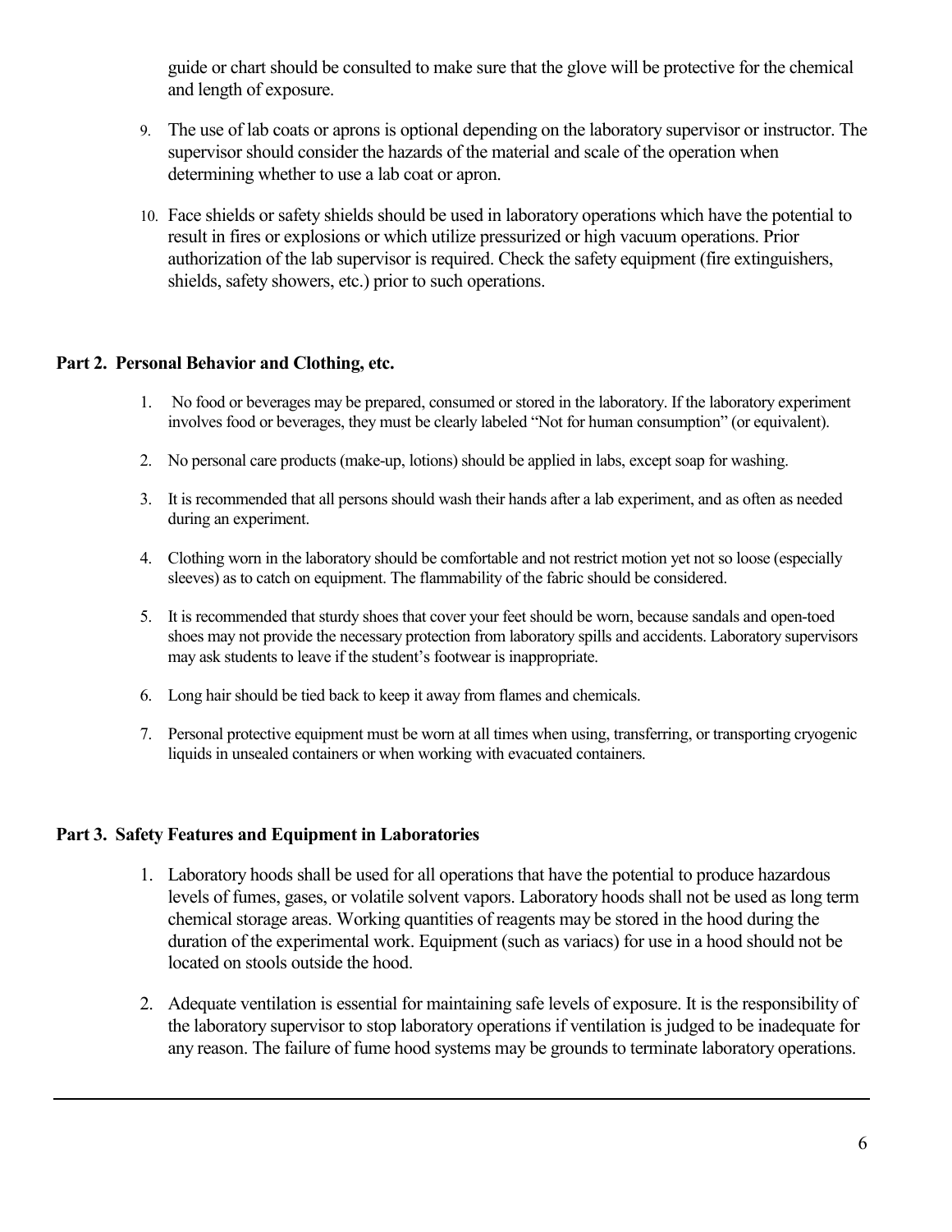guide or chart should be consulted to make sure that the glove will be protective for the chemical and length of exposure.

9. The use of lab coats or aprons is optional depending on the laboratory supervisor or instructor. The supervisor should consider the hazards of the material and scale of the operation when determining whether to use a lab coat or apron.

10. Face shields or safety shields should be used in laboratory operations which have the potential to result in fires or explosions or which utilize pressurized or high vacuum operations. Prior authorization of the lab supervisor is required. Check the safety equipment (fire extinguishers, shields, safety showers, etc.) prior to such operations.

## Part 2. Personal Behavior and Clothing, etc.

1. No food or beverages may be prepared, consumed or stored in the laboratory. If the laboratory experiment involves food or beverages, they must be clearly labeled "Not for human consumption" (or equivalent).

2. No personal care products (make-up, lotions) should be applied in labs, except soap for washing.

3. It is recommended that all persons should wash their hands after a lab experiment, and as often as needed during an experiment.

4. Clothing worn in the laboratory should be comfortable and not restrict motion yet not so loose (especially sleeves) as to catch on equipment. The flammability of the fabric should be considered.

5. It is recommended that sturdy shoes that cover your feet should be worn, because sandals and open-toed shoes may not provide the necessary protection from laboratory spills and accidents. Laboratory supervisors may ask students to leave if the student's footwear is inappropriate.

6. Long hair should be tied back to keep it away from flames and chemicals.

7. Personal protective equipment must be worn at all times when using, transferring, or transporting cryogenic liquids in unsealed containers or when working with evacuated containers.

## Part 3. Safety Features and Equipment in Laboratories

1. Laboratory hoods shall be used for all operations that have the potential to produce hazardous levels of fumes, gases, or volatile solvent vapors. Laboratory hoods shall not be used as long term chemical storage areas. Working quantities of reagents may be stored in the hood during the duration of the experimental work. Equipment (such as variacs) for use in a hood should not be located on stools outside the hood.

2. Adequate ventilation is essential for maintaining safe levels of exposure. It is the responsibility of the laboratory supervisor to stop laboratory operations if ventilation is judged to be inadequate for any reason. The failure of fume hood systems may be grounds to terminate laboratory operations.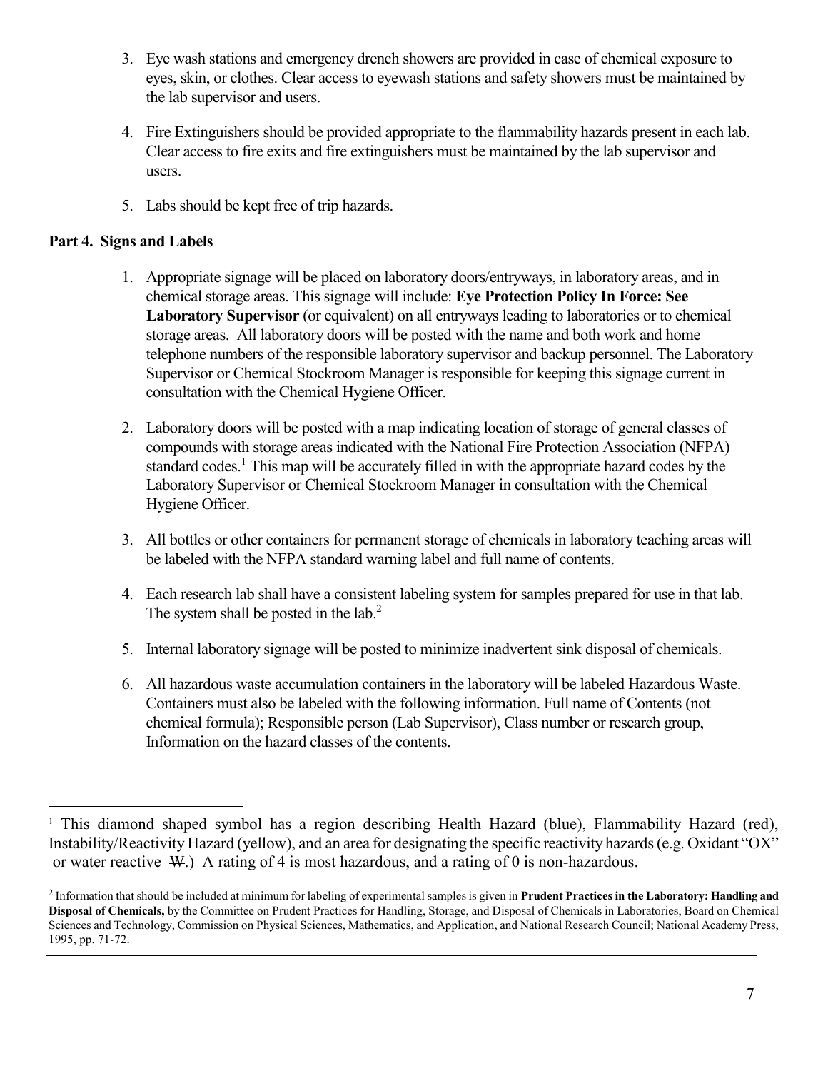3. Eye wash stations and emergency drench showers are provided in case of chemical exposure to eyes, skin, or clothes. Clear access to eyewash stations and safety showers must be maintained by the lab supervisor and users.

4. Fire Extinguishers should be provided appropriate to the flammability hazards present in each lab. Clear access to fire exits and fire extinguishers must be maintained by the lab supervisor and users.

5. Labs should be kept free of trip hazards.

**Part 4. Signs and Labels**

1. Appropriate signage will be placed on laboratory doors/entryways, in laboratory areas, and in chemical storage areas. This signage will include: **Eye Protection Policy In Force: See Laboratory Supervisor** (or equivalent) on all entryways leading to laboratories or to chemical storage areas. All laboratory doors will be posted with the name and both work and home telephone numbers of the responsible laboratory supervisor and backup personnel. The Laboratory Supervisor or Chemical Stockroom Manager is responsible for keeping this signage current in consultation with the Chemical Hygiene Officer.

2. Laboratory doors will be posted with a map indicating location of storage of general classes of compounds with storage areas indicated with the National Fire Protection Association (NFPA) standard codes.[1] This map will be accurately filled in with the appropriate hazard codes by the Laboratory Supervisor or Chemical Stockroom Manager in consultation with the Chemical Hygiene Officer.

3. All bottles or other containers for permanent storage of chemicals in laboratory teaching areas will be labeled with the NFPA standard warning label and full name of contents.

4. Each research lab shall have a consistent labeling system for samples prepared for use in that lab. The system shall be posted in the lab.[2]

5. Internal laboratory signage will be posted to minimize inadvertent sink disposal of chemicals.

6. All hazardous waste accumulation containers in the laboratory will be labeled Hazardous Waste. Containers must also be labeled with the following information. Full name of Contents (not chemical formula); Responsible person (Lab Supervisor), Class number or research group, Information on the hazard classes of the contents.

---

[1] This diamond shaped symbol has a region describing Health Hazard (blue), Flammability Hazard (red), Instability/Reactivity Hazard (yellow), and an area for designating the specific reactivity hazards (e.g. Oxidant "OX" or water reactive ~~W~~.) A rating of 4 is most hazardous, and a rating of 0 is non-hazardous.

[2] Information that should be included at minimum for labeling of experimental samples is given in **Prudent Practices in the Laboratory: Handling and Disposal of Chemicals,** by the Committee on Prudent Practices for Handling, Storage, and Disposal of Chemicals in Laboratories, Board on Chemical Sciences and Technology, Commission on Physical Sciences, Mathematics, and Application, and National Research Council; National Academy Press, 1995, pp. 71-72.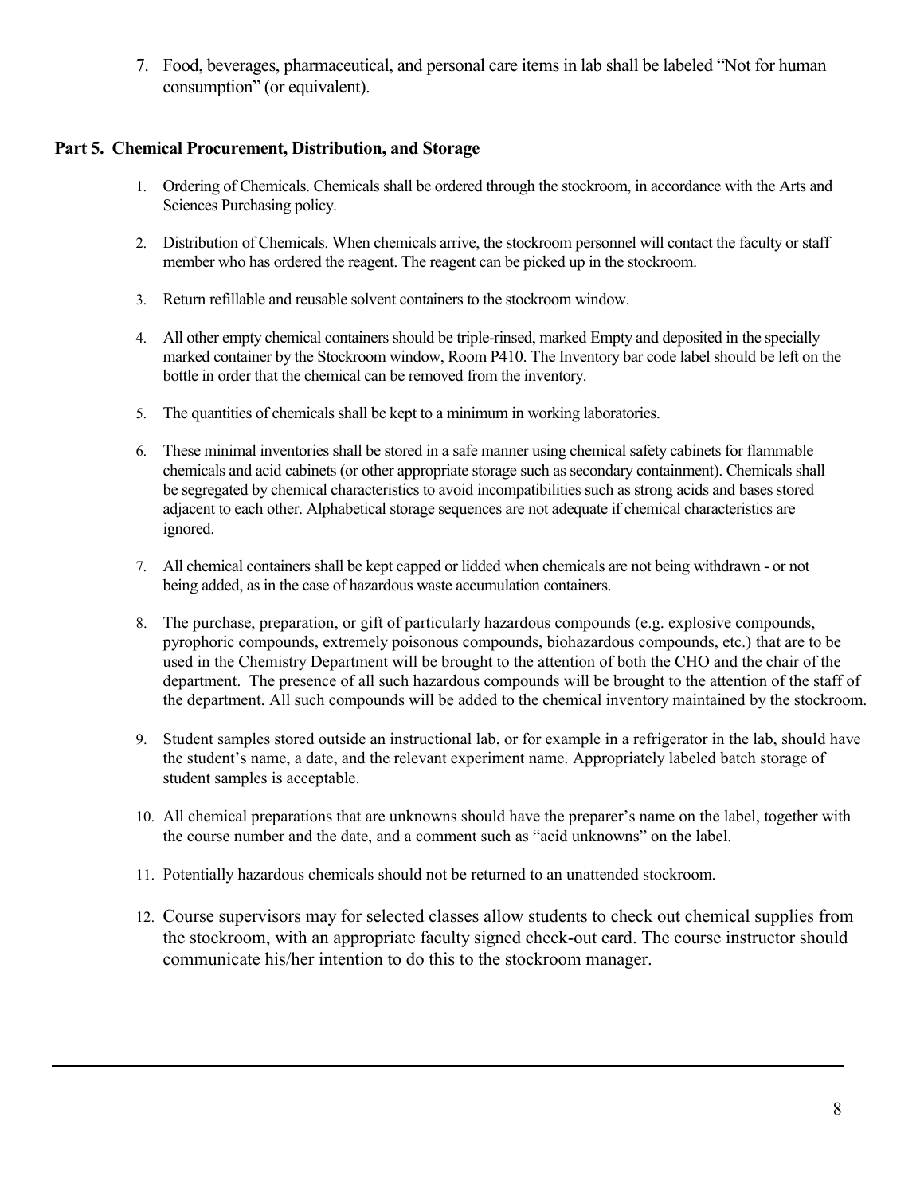7. Food, beverages, pharmaceutical, and personal care items in lab shall be labeled "Not for human consumption" (or equivalent).

## Part 5. Chemical Procurement, Distribution, and Storage

1. Ordering of Chemicals. Chemicals shall be ordered through the stockroom, in accordance with the Arts and Sciences Purchasing policy.

2. Distribution of Chemicals. When chemicals arrive, the stockroom personnel will contact the faculty or staff member who has ordered the reagent. The reagent can be picked up in the stockroom.

3. Return refillable and reusable solvent containers to the stockroom window.

4. All other empty chemical containers should be triple-rinsed, marked Empty and deposited in the specially marked container by the Stockroom window, Room P410. The Inventory bar code label should be left on the bottle in order that the chemical can be removed from the inventory.

5. The quantities of chemicals shall be kept to a minimum in working laboratories.

6. These minimal inventories shall be stored in a safe manner using chemical safety cabinets for flammable chemicals and acid cabinets (or other appropriate storage such as secondary containment). Chemicals shall be segregated by chemical characteristics to avoid incompatibilities such as strong acids and bases stored adjacent to each other. Alphabetical storage sequences are not adequate if chemical characteristics are ignored.

7. All chemical containers shall be kept capped or lidded when chemicals are not being withdrawn - or not being added, as in the case of hazardous waste accumulation containers.

8. The purchase, preparation, or gift of particularly hazardous compounds (e.g. explosive compounds, pyrophoric compounds, extremely poisonous compounds, biohazardous compounds, etc.) that are to be used in the Chemistry Department will be brought to the attention of both the CHO and the chair of the department. The presence of all such hazardous compounds will be brought to the attention of the staff of the department. All such compounds will be added to the chemical inventory maintained by the stockroom.

9. Student samples stored outside an instructional lab, or for example in a refrigerator in the lab, should have the student's name, a date, and the relevant experiment name. Appropriately labeled batch storage of student samples is acceptable.

10. All chemical preparations that are unknowns should have the preparer's name on the label, together with the course number and the date, and a comment such as "acid unknowns" on the label.

11. Potentially hazardous chemicals should not be returned to an unattended stockroom.

12. Course supervisors may for selected classes allow students to check out chemical supplies from the stockroom, with an appropriate faculty signed check-out card. The course instructor should communicate his/her intention to do this to the stockroom manager.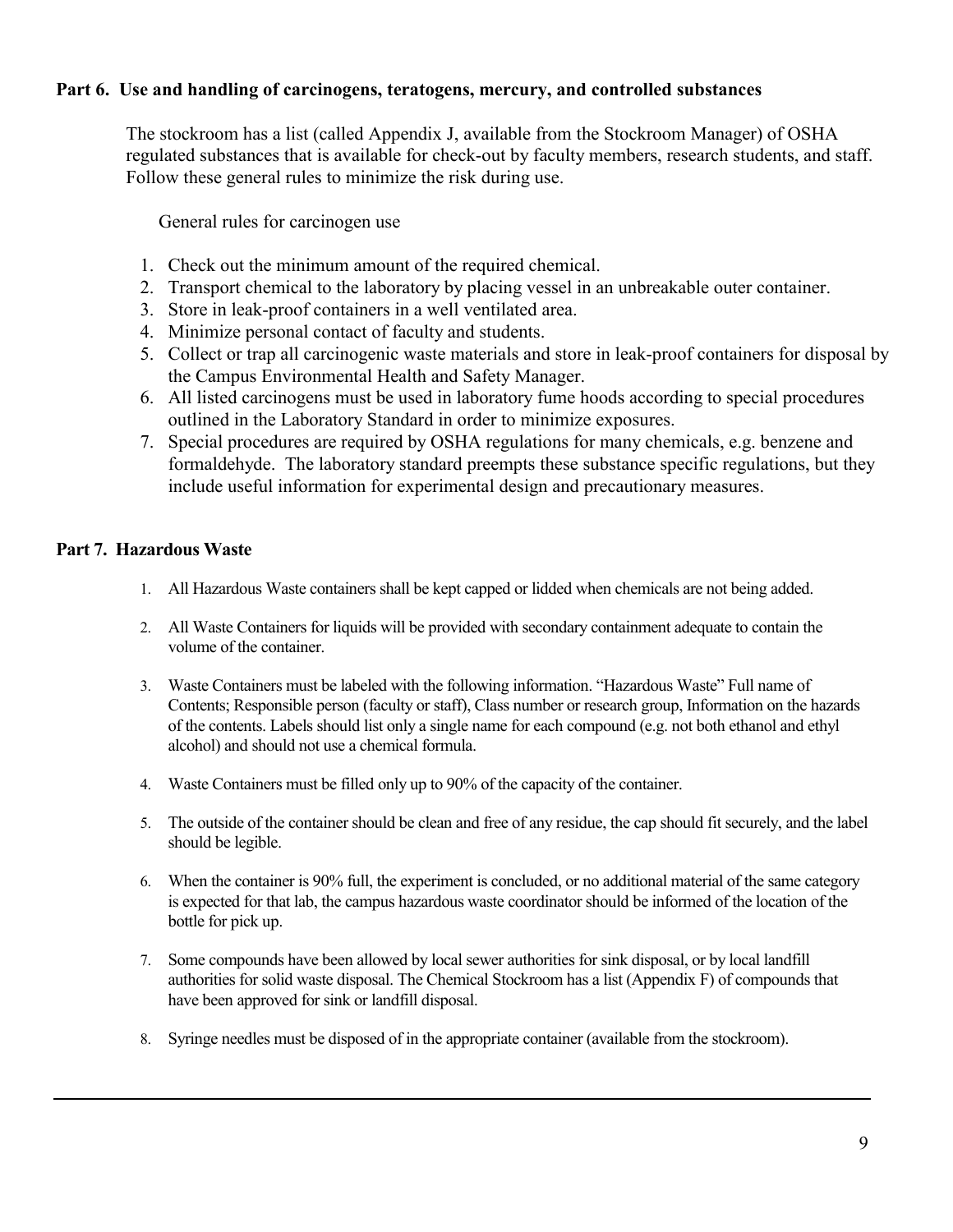**Part 6. Use and handling of carcinogens, teratogens, mercury, and controlled substances**

The stockroom has a list (called Appendix J, available from the Stockroom Manager) of OSHA regulated substances that is available for check-out by faculty members, research students, and staff. Follow these general rules to minimize the risk during use.

General rules for carcinogen use

1. Check out the minimum amount of the required chemical.
2. Transport chemical to the laboratory by placing vessel in an unbreakable outer container.
3. Store in leak-proof containers in a well ventilated area.
4. Minimize personal contact of faculty and students.
5. Collect or trap all carcinogenic waste materials and store in leak-proof containers for disposal by the Campus Environmental Health and Safety Manager.
6. All listed carcinogens must be used in laboratory fume hoods according to special procedures outlined in the Laboratory Standard in order to minimize exposures.
7. Special procedures are required by OSHA regulations for many chemicals, e.g. benzene and formaldehyde. The laboratory standard preempts these substance specific regulations, but they include useful information for experimental design and precautionary measures.

**Part 7. Hazardous Waste**

1. All Hazardous Waste containers shall be kept capped or lidded when chemicals are not being added.
2. All Waste Containers for liquids will be provided with secondary containment adequate to contain the volume of the container.
3. Waste Containers must be labeled with the following information. "Hazardous Waste" Full name of Contents; Responsible person (faculty or staff), Class number or research group, Information on the hazards of the contents. Labels should list only a single name for each compound (e.g. not both ethanol and ethyl alcohol) and should not use a chemical formula.
4. Waste Containers must be filled only up to 90% of the capacity of the container.
5. The outside of the container should be clean and free of any residue, the cap should fit securely, and the label should be legible.
6. When the container is 90% full, the experiment is concluded, or no additional material of the same category is expected for that lab, the campus hazardous waste coordinator should be informed of the location of the bottle for pick up.
7. Some compounds have been allowed by local sewer authorities for sink disposal, or by local landfill authorities for solid waste disposal. The Chemical Stockroom has a list (Appendix F) of compounds that have been approved for sink or landfill disposal.
8. Syringe needles must be disposed of in the appropriate container (available from the stockroom).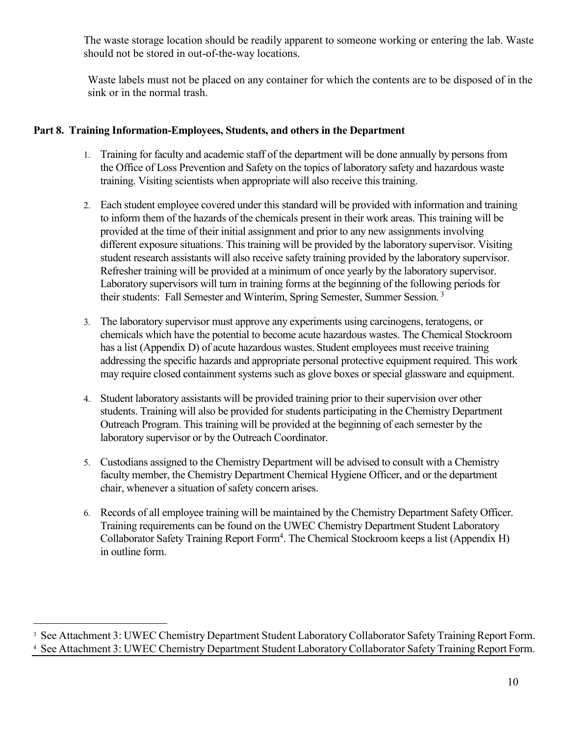The waste storage location should be readily apparent to someone working or entering the lab. Waste should not be stored in out-of-the-way locations.

Waste labels must not be placed on any container for which the contents are to be disposed of in the sink or in the normal trash.

## Part 8. Training Information-Employees, Students, and others in the Department

1. Training for faculty and academic staff of the department will be done annually by persons from the Office of Loss Prevention and Safety on the topics of laboratory safety and hazardous waste training. Visiting scientists when appropriate will also receive this training.

2. Each student employee covered under this standard will be provided with information and training to inform them of the hazards of the chemicals present in their work areas. This training will be provided at the time of their initial assignment and prior to any new assignments involving different exposure situations. This training will be provided by the laboratory supervisor. Visiting student research assistants will also receive safety training provided by the laboratory supervisor. Refresher training will be provided at a minimum of once yearly by the laboratory supervisor. Laboratory supervisors will turn in training forms at the beginning of the following periods for their students: Fall Semester and Winterim, Spring Semester, Summer Session. [3]

3. The laboratory supervisor must approve any experiments using carcinogens, teratogens, or chemicals which have the potential to become acute hazardous wastes. The Chemical Stockroom has a list (Appendix D) of acute hazardous wastes. Student employees must receive training addressing the specific hazards and appropriate personal protective equipment required. This work may require closed containment systems such as glove boxes or special glassware and equipment.

4. Student laboratory assistants will be provided training prior to their supervision over other students. Training will also be provided for students participating in the Chemistry Department Outreach Program. This training will be provided at the beginning of each semester by the laboratory supervisor or by the Outreach Coordinator.

5. Custodians assigned to the Chemistry Department will be advised to consult with a Chemistry faculty member, the Chemistry Department Chemical Hygiene Officer, and or the department chair, whenever a situation of safety concern arises.

6. Records of all employee training will be maintained by the Chemistry Department Safety Officer. Training requirements can be found on the UWEC Chemistry Department Student Laboratory Collaborator Safety Training Report Form[4]. The Chemical Stockroom keeps a list (Appendix H) in outline form.

---

[3] See Attachment 3: UWEC Chemistry Department Student Laboratory Collaborator Safety Training Report Form.

[4] See Attachment 3: UWEC Chemistry Department Student Laboratory Collaborator Safety Training Report Form.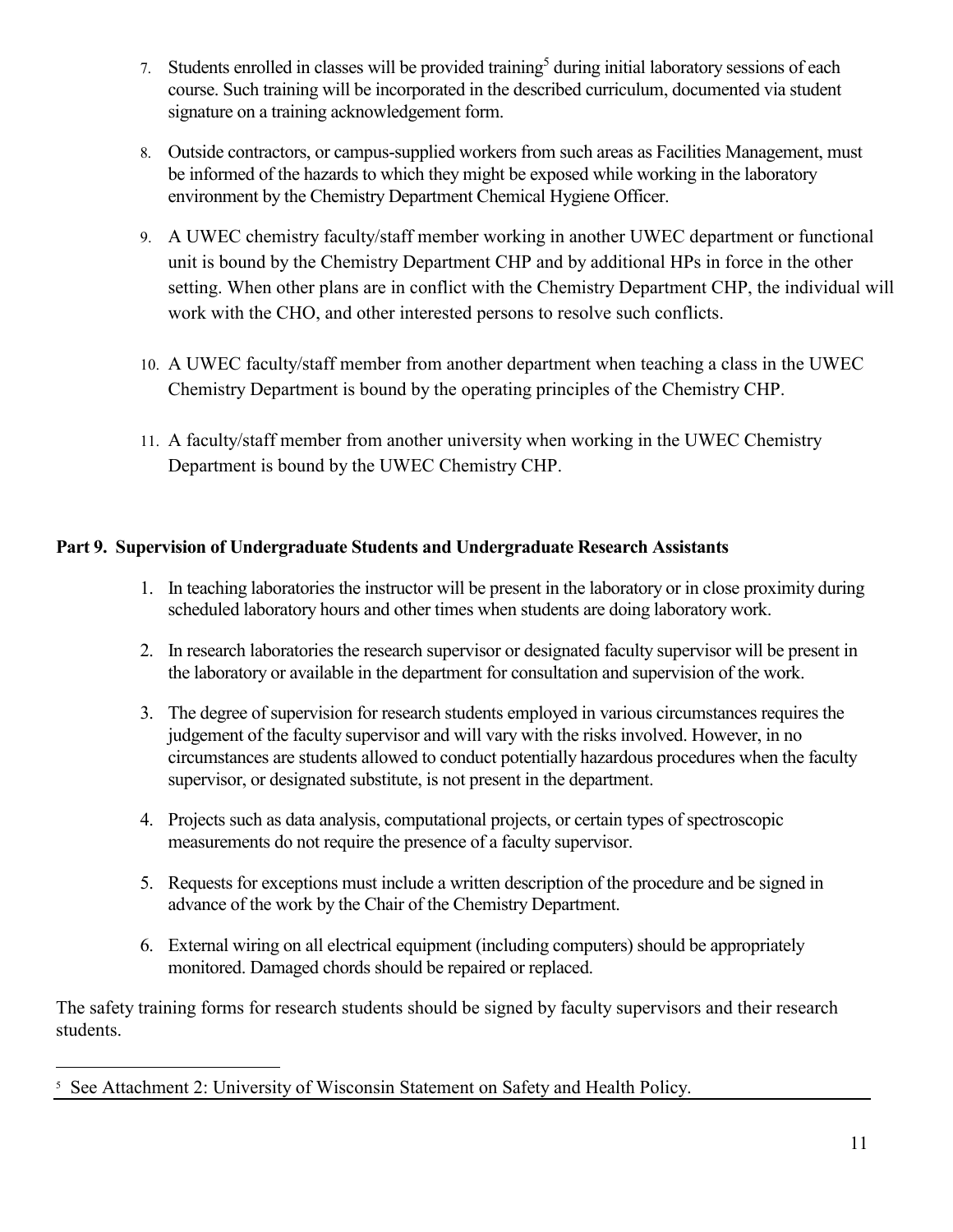7. Students enrolled in classes will be provided training[5] during initial laboratory sessions of each course. Such training will be incorporated in the described curriculum, documented via student signature on a training acknowledgement form.

8. Outside contractors, or campus-supplied workers from such areas as Facilities Management, must be informed of the hazards to which they might be exposed while working in the laboratory environment by the Chemistry Department Chemical Hygiene Officer.

9. A UWEC chemistry faculty/staff member working in another UWEC department or functional unit is bound by the Chemistry Department CHP and by additional HPs in force in the other setting. When other plans are in conflict with the Chemistry Department CHP, the individual will work with the CHO, and other interested persons to resolve such conflicts.

10. A UWEC faculty/staff member from another department when teaching a class in the UWEC Chemistry Department is bound by the operating principles of the Chemistry CHP.

11. A faculty/staff member from another university when working in the UWEC Chemistry Department is bound by the UWEC Chemistry CHP.

**Part 9. Supervision of Undergraduate Students and Undergraduate Research Assistants**

1. In teaching laboratories the instructor will be present in the laboratory or in close proximity during scheduled laboratory hours and other times when students are doing laboratory work.

2. In research laboratories the research supervisor or designated faculty supervisor will be present in the laboratory or available in the department for consultation and supervision of the work.

3. The degree of supervision for research students employed in various circumstances requires the judgement of the faculty supervisor and will vary with the risks involved. However, in no circumstances are students allowed to conduct potentially hazardous procedures when the faculty supervisor, or designated substitute, is not present in the department.

4. Projects such as data analysis, computational projects, or certain types of spectroscopic measurements do not require the presence of a faculty supervisor.

5. Requests for exceptions must include a written description of the procedure and be signed in advance of the work by the Chair of the Chemistry Department.

6. External wiring on all electrical equipment (including computers) should be appropriately monitored. Damaged chords should be repaired or replaced.

The safety training forms for research students should be signed by faculty supervisors and their research students.

---

[5] See Attachment 2: University of Wisconsin Statement on Safety and Health Policy.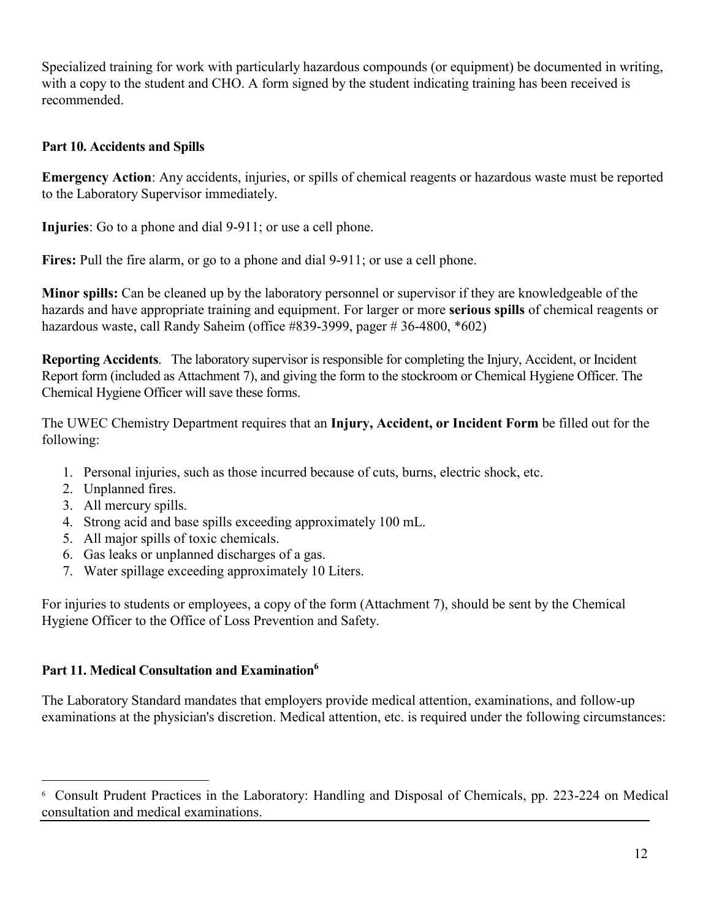Specialized training for work with particularly hazardous compounds (or equipment) be documented in writing, with a copy to the student and CHO. A form signed by the student indicating training has been received is recommended.

**Part 10. Accidents and Spills**

**Emergency Action**: Any accidents, injuries, or spills of chemical reagents or hazardous waste must be reported to the Laboratory Supervisor immediately.

**Injuries**: Go to a phone and dial 9-911; or use a cell phone.

**Fires:** Pull the fire alarm, or go to a phone and dial 9-911; or use a cell phone.

**Minor spills:** Can be cleaned up by the laboratory personnel or supervisor if they are knowledgeable of the hazards and have appropriate training and equipment. For larger or more **serious spills** of chemical reagents or hazardous waste, call Randy Saheim (office #839-3999, pager # 36-4800, *602)

**Reporting Accidents**. The laboratory supervisor is responsible for completing the Injury, Accident, or Incident Report form (included as Attachment 7), and giving the form to the stockroom or Chemical Hygiene Officer. The Chemical Hygiene Officer will save these forms.

The UWEC Chemistry Department requires that an **Injury, Accident, or Incident Form** be filled out for the following:

1. Personal injuries, such as those incurred because of cuts, burns, electric shock, etc.
2. Unplanned fires.
3. All mercury spills.
4. Strong acid and base spills exceeding approximately 100 mL.
5. All major spills of toxic chemicals.
6. Gas leaks or unplanned discharges of a gas.
7. Water spillage exceeding approximately 10 Liters.

For injuries to students or employees, a copy of the form (Attachment 7), should be sent by the Chemical Hygiene Officer to the Office of Loss Prevention and Safety.

**Part 11. Medical Consultation and Examination[6]**

The Laboratory Standard mandates that employers provide medical attention, examinations, and follow-up examinations at the physician's discretion. Medical attention, etc. is required under the following circumstances:

[6] Consult Prudent Practices in the Laboratory: Handling and Disposal of Chemicals, pp. 223-224 on Medical consultation and medical examinations.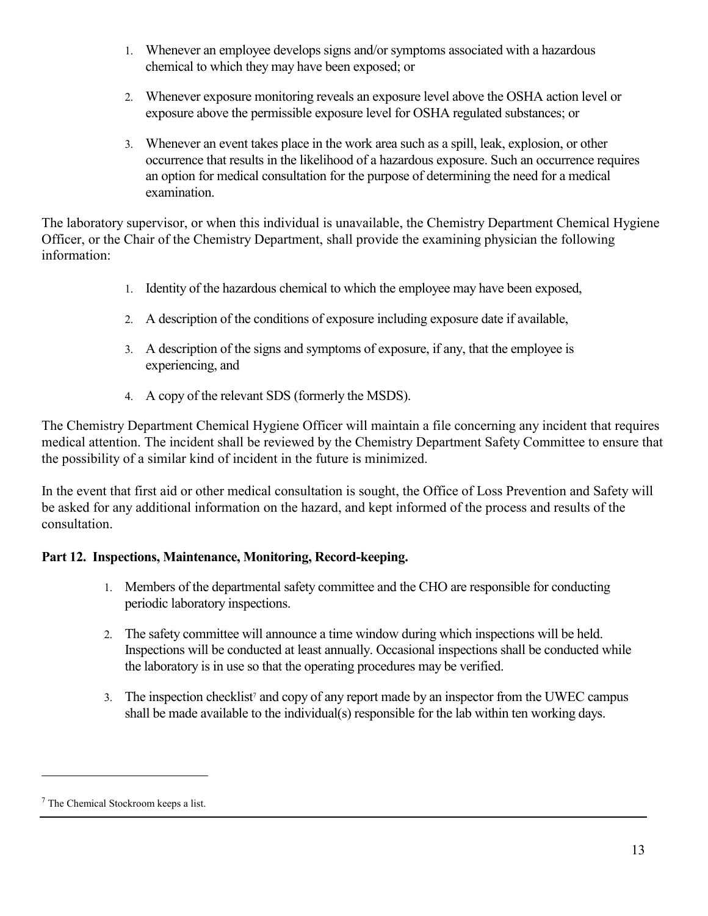1. Whenever an employee develops signs and/or symptoms associated with a hazardous chemical to which they may have been exposed; or

2. Whenever exposure monitoring reveals an exposure level above the OSHA action level or exposure above the permissible exposure level for OSHA regulated substances; or

3. Whenever an event takes place in the work area such as a spill, leak, explosion, or other occurrence that results in the likelihood of a hazardous exposure. Such an occurrence requires an option for medical consultation for the purpose of determining the need for a medical examination.

The laboratory supervisor, or when this individual is unavailable, the Chemistry Department Chemical Hygiene Officer, or the Chair of the Chemistry Department, shall provide the examining physician the following information:

1. Identity of the hazardous chemical to which the employee may have been exposed,

2. A description of the conditions of exposure including exposure date if available,

3. A description of the signs and symptoms of exposure, if any, that the employee is experiencing, and

4. A copy of the relevant SDS (formerly the MSDS).

The Chemistry Department Chemical Hygiene Officer will maintain a file concerning any incident that requires medical attention. The incident shall be reviewed by the Chemistry Department Safety Committee to ensure that the possibility of a similar kind of incident in the future is minimized.

In the event that first aid or other medical consultation is sought, the Office of Loss Prevention and Safety will be asked for any additional information on the hazard, and kept informed of the process and results of the consultation.

**Part 12. Inspections, Maintenance, Monitoring, Record-keeping.**

1. Members of the departmental safety committee and the CHO are responsible for conducting periodic laboratory inspections.

2. The safety committee will announce a time window during which inspections will be held. Inspections will be conducted at least annually. Occasional inspections shall be conducted while the laboratory is in use so that the operating procedures may be verified.

3. The inspection checklist[7] and copy of any report made by an inspector from the UWEC campus shall be made available to the individual(s) responsible for the lab within ten working days.

---

[7] The Chemical Stockroom keeps a list.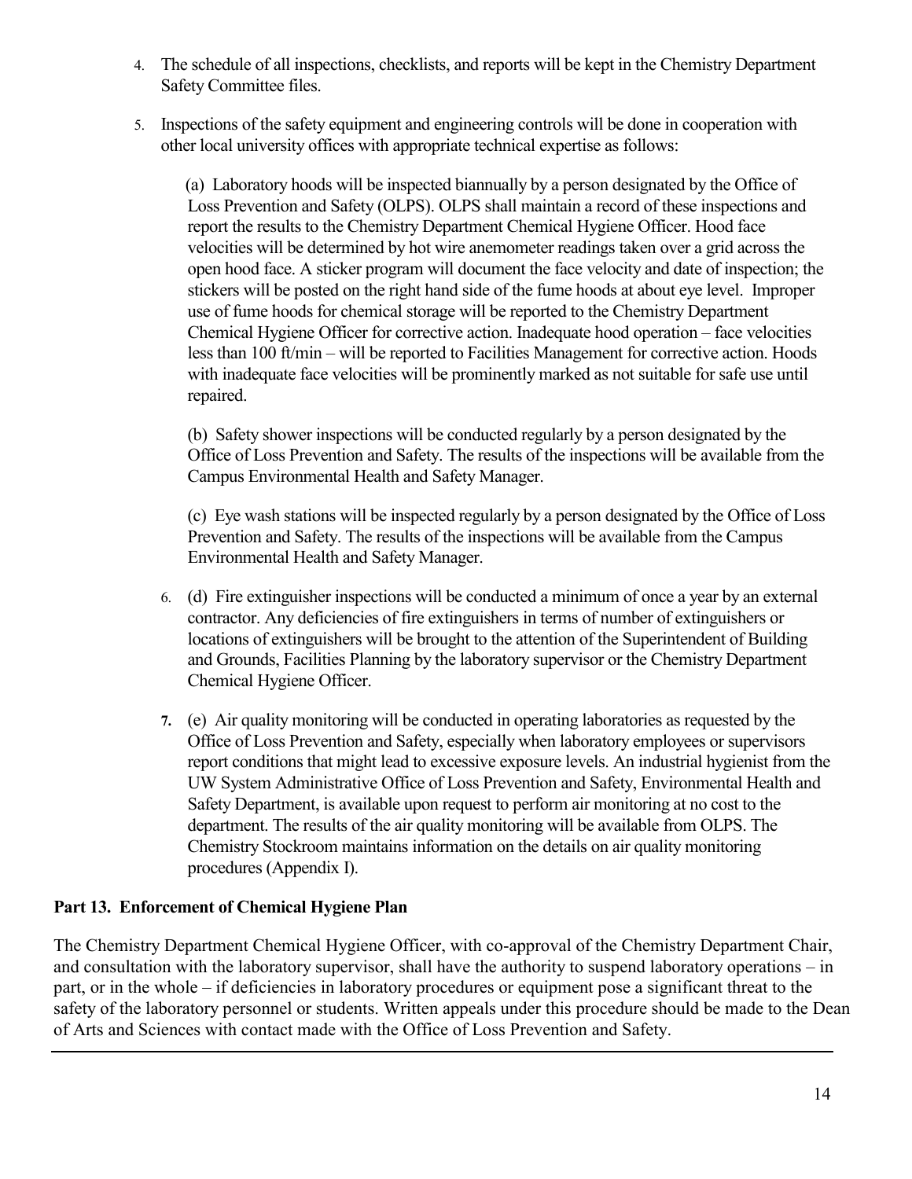4. The schedule of all inspections, checklists, and reports will be kept in the Chemistry Department Safety Committee files.

5. Inspections of the safety equipment and engineering controls will be done in cooperation with other local university offices with appropriate technical expertise as follows:

   (a) Laboratory hoods will be inspected biannually by a person designated by the Office of Loss Prevention and Safety (OLPS). OLPS shall maintain a record of these inspections and report the results to the Chemistry Department Chemical Hygiene Officer. Hood face velocities will be determined by hot wire anemometer readings taken over a grid across the open hood face. A sticker program will document the face velocity and date of inspection; the stickers will be posted on the right hand side of the fume hoods at about eye level. Improper use of fume hoods for chemical storage will be reported to the Chemistry Department Chemical Hygiene Officer for corrective action. Inadequate hood operation – face velocities less than 100 ft/min – will be reported to Facilities Management for corrective action. Hoods with inadequate face velocities will be prominently marked as not suitable for safe use until repaired.

   (b) Safety shower inspections will be conducted regularly by a person designated by the Office of Loss Prevention and Safety. The results of the inspections will be available from the Campus Environmental Health and Safety Manager.

   (c) Eye wash stations will be inspected regularly by a person designated by the Office of Loss Prevention and Safety. The results of the inspections will be available from the Campus Environmental Health and Safety Manager.

6. (d) Fire extinguisher inspections will be conducted a minimum of once a year by an external contractor. Any deficiencies of fire extinguishers in terms of number of extinguishers or locations of extinguishers will be brought to the attention of the Superintendent of Building and Grounds, Facilities Planning by the laboratory supervisor or the Chemistry Department Chemical Hygiene Officer.

7. (e) Air quality monitoring will be conducted in operating laboratories as requested by the Office of Loss Prevention and Safety, especially when laboratory employees or supervisors report conditions that might lead to excessive exposure levels. An industrial hygienist from the UW System Administrative Office of Loss Prevention and Safety, Environmental Health and Safety Department, is available upon request to perform air monitoring at no cost to the department. The results of the air quality monitoring will be available from OLPS. The Chemistry Stockroom maintains information on the details on air quality monitoring procedures (Appendix I).

**Part 13. Enforcement of Chemical Hygiene Plan**

The Chemistry Department Chemical Hygiene Officer, with co-approval of the Chemistry Department Chair, and consultation with the laboratory supervisor, shall have the authority to suspend laboratory operations – in part, or in the whole – if deficiencies in laboratory procedures or equipment pose a significant threat to the safety of the laboratory personnel or students. Written appeals under this procedure should be made to the Dean of Arts and Sciences with contact made with the Office of Loss Prevention and Safety.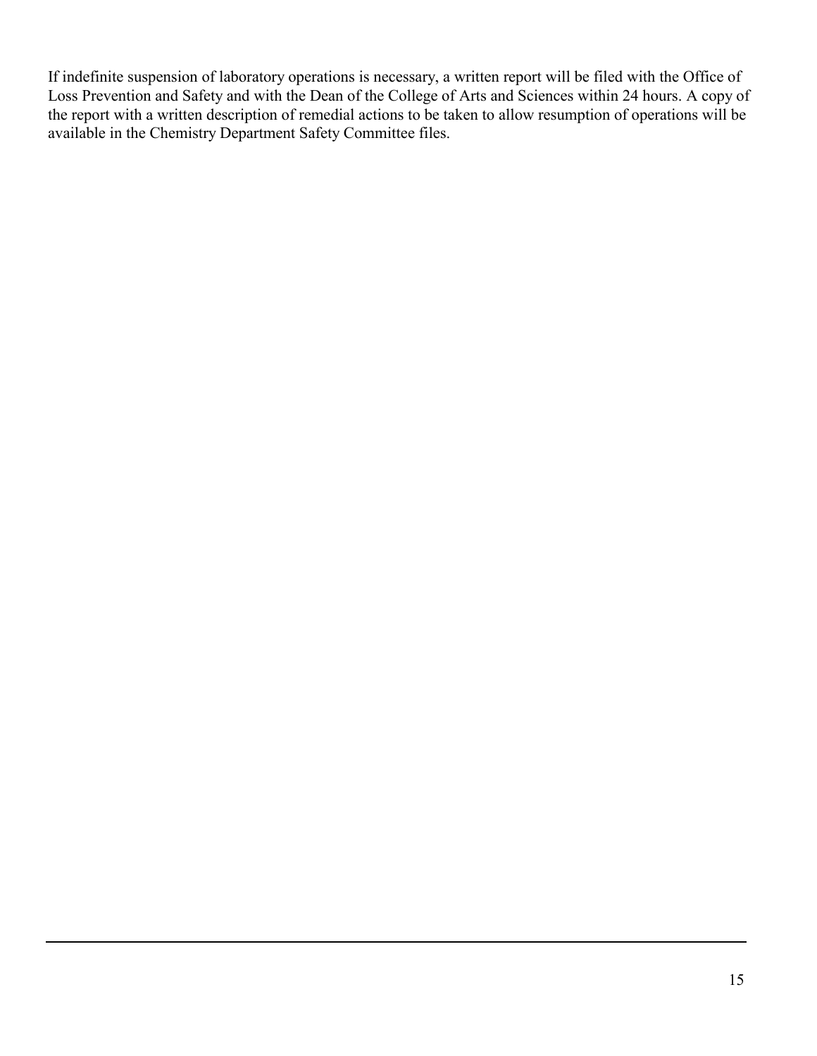If indefinite suspension of laboratory operations is necessary, a written report will be filed with the Office of Loss Prevention and Safety and with the Dean of the College of Arts and Sciences within 24 hours. A copy of the report with a written description of remedial actions to be taken to allow resumption of operations will be available in the Chemistry Department Safety Committee files.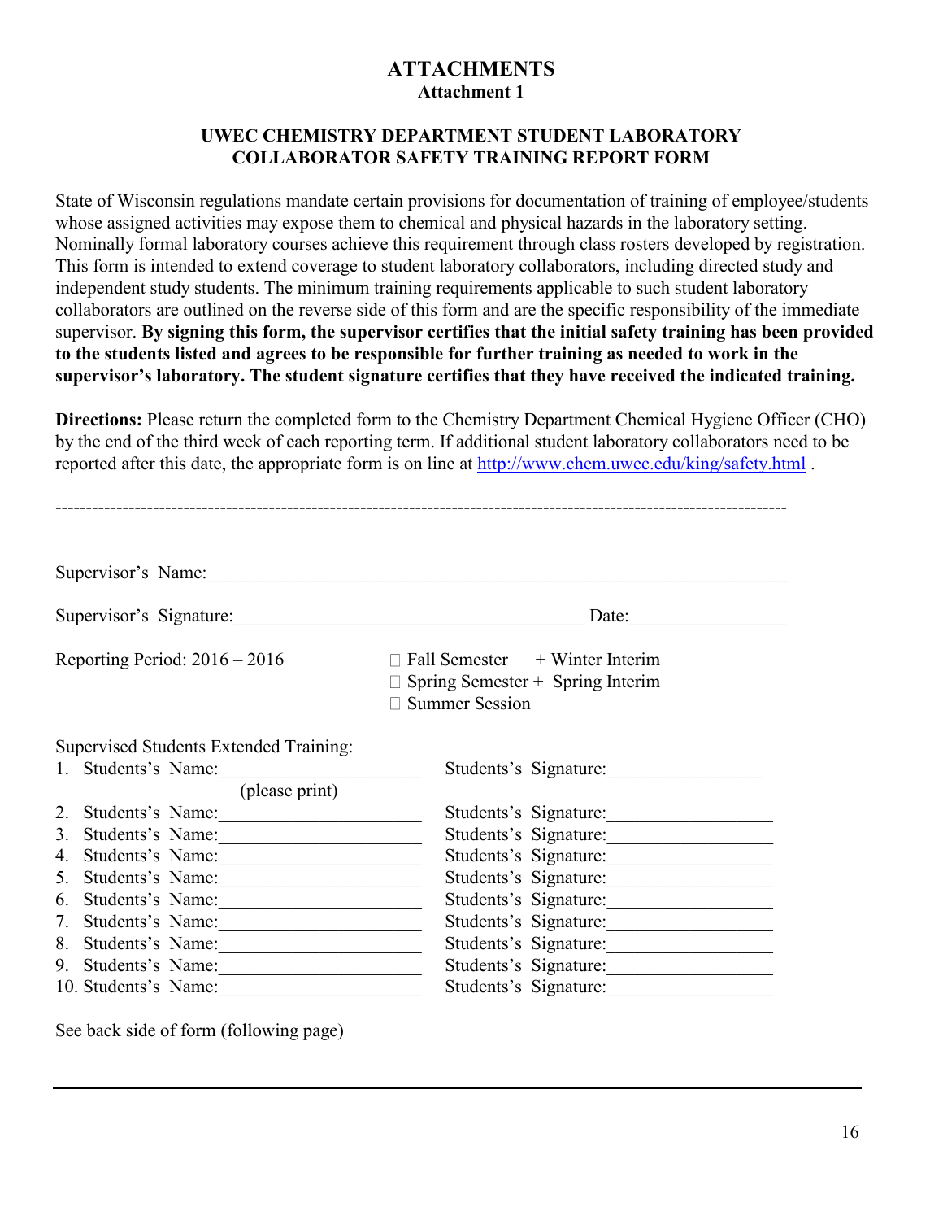# ATTACHMENTS

## Attachment 1

### UWEC CHEMISTRY DEPARTMENT STUDENT LABORATORY COLLABORATOR SAFETY TRAINING REPORT FORM

State of Wisconsin regulations mandate certain provisions for documentation of training of employee/students whose assigned activities may expose them to chemical and physical hazards in the laboratory setting. Nominally formal laboratory courses achieve this requirement through class rosters developed by registration. This form is intended to extend coverage to student laboratory collaborators, including directed study and independent study students. The minimum training requirements applicable to such student laboratory collaborators are outlined on the reverse side of this form and are the specific responsibility of the immediate supervisor. **By signing this form, the supervisor certifies that the initial safety training has been provided to the students listed and agrees to be responsible for further training as needed to work in the supervisor's laboratory. The student signature certifies that they have received the indicated training.**

**Directions:** Please return the completed form to the Chemistry Department Chemical Hygiene Officer (CHO) by the end of the third week of each reporting term. If additional student laboratory collaborators need to be reported after this date, the appropriate form is on line at http://www.chem.uwec.edu/king/safety.html .

---

Supervisor's Name:___________________________________________

Supervisor's Signature:_____________________________ Date:______________

Reporting Period: 2016 – 2016

- ☐ Fall Semester + Winter Interim
- ☐ Spring Semester + Spring Interim
- ☐ Summer Session

Supervised Students Extended Training:

1. Students's Name:____________________ Students's Signature:________________
   (please print)
2. Students's Name:____________________ Students's Signature:________________
3. Students's Name:____________________ Students's Signature:________________
4. Students's Name:____________________ Students's Signature:________________
5. Students's Name:____________________ Students's Signature:________________
6. Students's Name:____________________ Students's Signature:________________
7. Students's Name:____________________ Students's Signature:________________
8. Students's Name:____________________ Students's Signature:________________
9. Students's Name:____________________ Students's Signature:________________
10. Students's Name:____________________ Students's Signature:________________

See back side of form (following page)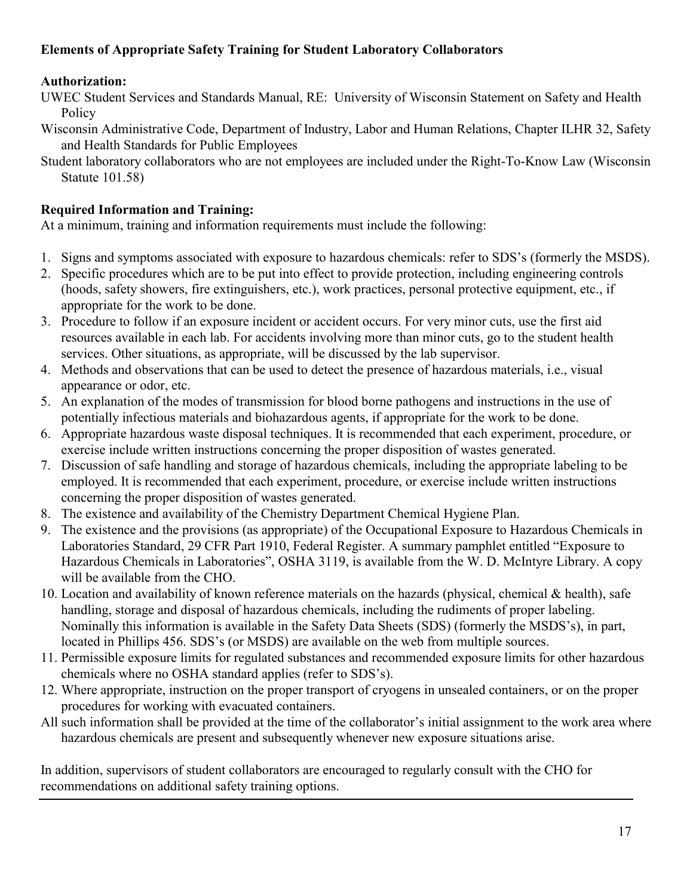**Elements of Appropriate Safety Training for Student Laboratory Collaborators**

**Authorization:**

UWEC Student Services and Standards Manual, RE: University of Wisconsin Statement on Safety and Health Policy

Wisconsin Administrative Code, Department of Industry, Labor and Human Relations, Chapter ILHR 32, Safety and Health Standards for Public Employees

Student laboratory collaborators who are not employees are included under the Right-To-Know Law (Wisconsin Statute 101.58)

**Required Information and Training:**

At a minimum, training and information requirements must include the following:

1. Signs and symptoms associated with exposure to hazardous chemicals: refer to SDS's (formerly the MSDS).
2. Specific procedures which are to be put into effect to provide protection, including engineering controls (hoods, safety showers, fire extinguishers, etc.), work practices, personal protective equipment, etc., if appropriate for the work to be done.
3. Procedure to follow if an exposure incident or accident occurs. For very minor cuts, use the first aid resources available in each lab. For accidents involving more than minor cuts, go to the student health services. Other situations, as appropriate, will be discussed by the lab supervisor.
4. Methods and observations that can be used to detect the presence of hazardous materials, i.e., visual appearance or odor, etc.
5. An explanation of the modes of transmission for blood borne pathogens and instructions in the use of potentially infectious materials and biohazardous agents, if appropriate for the work to be done.
6. Appropriate hazardous waste disposal techniques. It is recommended that each experiment, procedure, or exercise include written instructions concerning the proper disposition of wastes generated.
7. Discussion of safe handling and storage of hazardous chemicals, including the appropriate labeling to be employed. It is recommended that each experiment, procedure, or exercise include written instructions concerning the proper disposition of wastes generated.
8. The existence and availability of the Chemistry Department Chemical Hygiene Plan.
9. The existence and the provisions (as appropriate) of the Occupational Exposure to Hazardous Chemicals in Laboratories Standard, 29 CFR Part 1910, Federal Register. A summary pamphlet entitled "Exposure to Hazardous Chemicals in Laboratories", OSHA 3119, is available from the W. D. McIntyre Library. A copy will be available from the CHO.
10. Location and availability of known reference materials on the hazards (physical, chemical & health), safe handling, storage and disposal of hazardous chemicals, including the rudiments of proper labeling. Nominally this information is available in the Safety Data Sheets (SDS) (formerly the MSDS's), in part, located in Phillips 456. SDS's (or MSDS) are available on the web from multiple sources.
11. Permissible exposure limits for regulated substances and recommended exposure limits for other hazardous chemicals where no OSHA standard applies (refer to SDS's).
12. Where appropriate, instruction on the proper transport of cryogens in unsealed containers, or on the proper procedures for working with evacuated containers.

All such information shall be provided at the time of the collaborator's initial assignment to the work area where hazardous chemicals are present and subsequently whenever new exposure situations arise.

In addition, supervisors of student collaborators are encouraged to regularly consult with the CHO for recommendations on additional safety training options.

---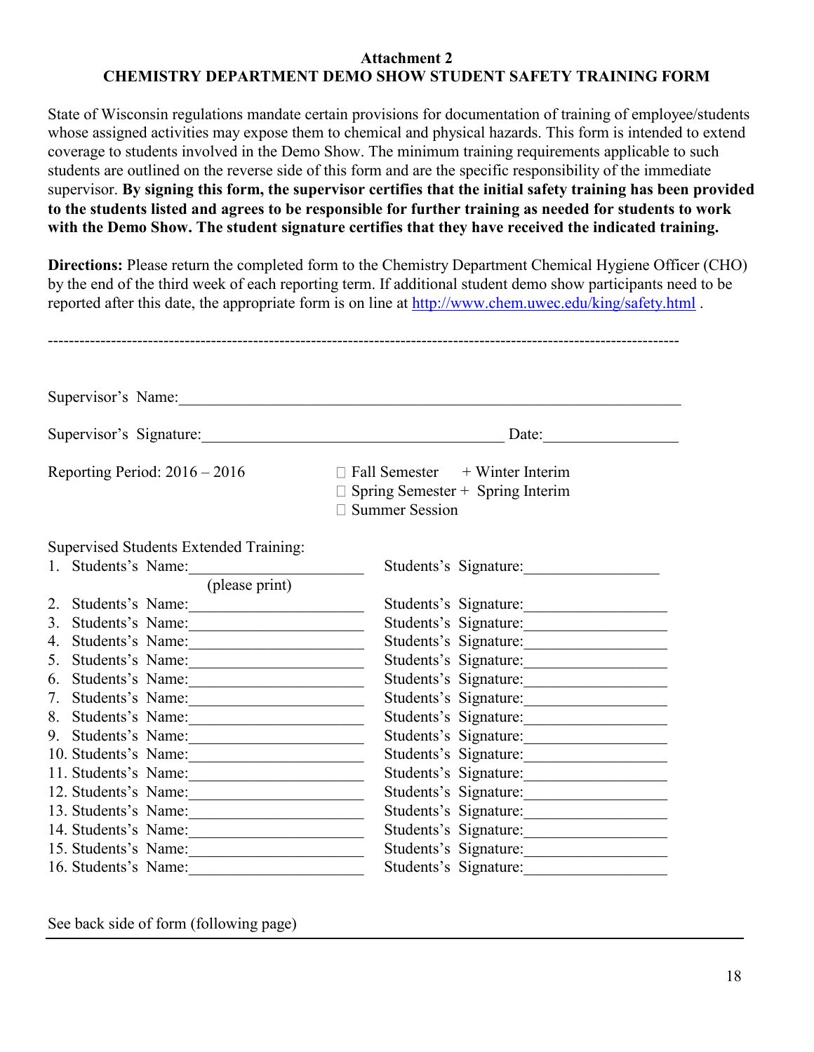**Attachment 2**

**CHEMISTRY DEPARTMENT DEMO SHOW STUDENT SAFETY TRAINING FORM**

State of Wisconsin regulations mandate certain provisions for documentation of training of employee/students whose assigned activities may expose them to chemical and physical hazards. This form is intended to extend coverage to students involved in the Demo Show. The minimum training requirements applicable to such students are outlined on the reverse side of this form and are the specific responsibility of the immediate supervisor. **By signing this form, the supervisor certifies that the initial safety training has been provided to the students listed and agrees to be responsible for further training as needed for students to work with the Demo Show. The student signature certifies that they have received the indicated training.**

**Directions:** Please return the completed form to the Chemistry Department Chemical Hygiene Officer (CHO) by the end of the third week of each reporting term. If additional student demo show participants need to be reported after this date, the appropriate form is on line at http://www.chem.uwec.edu/king/safety.html .

---

Supervisor's Name:\_\_\_\_\_\_\_\_\_\_\_\_\_\_\_\_\_\_\_\_\_\_\_\_\_\_\_\_\_\_\_\_\_\_\_\_\_\_\_\_\_\_\_\_\_\_\_\_

Supervisor's Signature:\_\_\_\_\_\_\_\_\_\_\_\_\_\_\_\_\_\_\_\_\_\_\_\_\_\_\_\_\_\_ Date:\_\_\_\_\_\_\_\_\_\_\_\_

Reporting Period: 2016 – 2016

- ☐ Fall Semester + Winter Interim
- ☐ Spring Semester + Spring Interim
- ☐ Summer Session

Supervised Students Extended Training:

1. Students's Name:\_\_\_\_\_\_\_\_\_\_\_\_\_\_\_\_ (please print) Students's Signature:\_\_\_\_\_\_\_\_\_\_\_\_\_\_
2. Students's Name:\_\_\_\_\_\_\_\_\_\_\_\_\_\_\_\_ Students's Signature:\_\_\_\_\_\_\_\_\_\_\_\_\_\_
3. Students's Name:\_\_\_\_\_\_\_\_\_\_\_\_\_\_\_\_ Students's Signature:\_\_\_\_\_\_\_\_\_\_\_\_\_\_
4. Students's Name:\_\_\_\_\_\_\_\_\_\_\_\_\_\_\_\_ Students's Signature:\_\_\_\_\_\_\_\_\_\_\_\_\_\_
5. Students's Name:\_\_\_\_\_\_\_\_\_\_\_\_\_\_\_\_ Students's Signature:\_\_\_\_\_\_\_\_\_\_\_\_\_\_
6. Students's Name:\_\_\_\_\_\_\_\_\_\_\_\_\_\_\_\_ Students's Signature:\_\_\_\_\_\_\_\_\_\_\_\_\_\_
7. Students's Name:\_\_\_\_\_\_\_\_\_\_\_\_\_\_\_\_ Students's Signature:\_\_\_\_\_\_\_\_\_\_\_\_\_\_
8. Students's Name:\_\_\_\_\_\_\_\_\_\_\_\_\_\_\_\_ Students's Signature:\_\_\_\_\_\_\_\_\_\_\_\_\_\_
9. Students's Name:\_\_\_\_\_\_\_\_\_\_\_\_\_\_\_\_ Students's Signature:\_\_\_\_\_\_\_\_\_\_\_\_\_\_
10. Students's Name:\_\_\_\_\_\_\_\_\_\_\_\_\_\_\_\_ Students's Signature:\_\_\_\_\_\_\_\_\_\_\_\_\_\_
11. Students's Name:\_\_\_\_\_\_\_\_\_\_\_\_\_\_\_\_ Students's Signature:\_\_\_\_\_\_\_\_\_\_\_\_\_\_
12. Students's Name:\_\_\_\_\_\_\_\_\_\_\_\_\_\_\_\_ Students's Signature:\_\_\_\_\_\_\_\_\_\_\_\_\_\_
13. Students's Name:\_\_\_\_\_\_\_\_\_\_\_\_\_\_\_\_ Students's Signature:\_\_\_\_\_\_\_\_\_\_\_\_\_\_
14. Students's Name:\_\_\_\_\_\_\_\_\_\_\_\_\_\_\_\_ Students's Signature:\_\_\_\_\_\_\_\_\_\_\_\_\_\_
15. Students's Name:\_\_\_\_\_\_\_\_\_\_\_\_\_\_\_\_ Students's Signature:\_\_\_\_\_\_\_\_\_\_\_\_\_\_
16. Students's Name:\_\_\_\_\_\_\_\_\_\_\_\_\_\_\_\_ Students's Signature:\_\_\_\_\_\_\_\_\_\_\_\_\_\_

See back side of form (following page)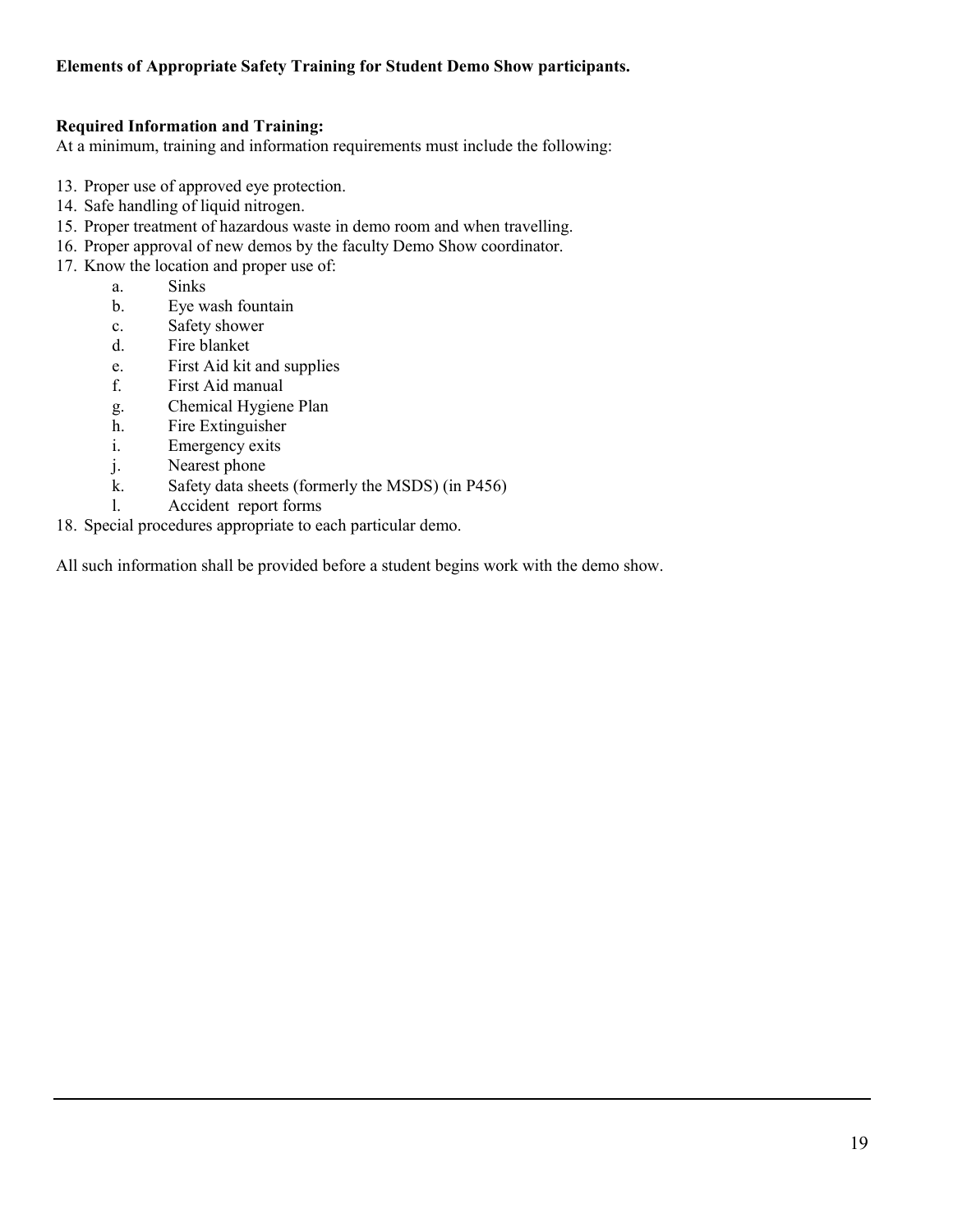**Elements of Appropriate Safety Training for Student Demo Show participants.**

**Required Information and Training:**
At a minimum, training and information requirements must include the following:

13. Proper use of approved eye protection.
14. Safe handling of liquid nitrogen.
15. Proper treatment of hazardous waste in demo room and when travelling.
16. Proper approval of new demos by the faculty Demo Show coordinator.
17. Know the location and proper use of:
    a. Sinks
    b. Eye wash fountain
    c. Safety shower
    d. Fire blanket
    e. First Aid kit and supplies
    f. First Aid manual
    g. Chemical Hygiene Plan
    h. Fire Extinguisher
    i. Emergency exits
    j. Nearest phone
    k. Safety data sheets (formerly the MSDS) (in P456)
    l. Accident report forms
18. Special procedures appropriate to each particular demo.

All such information shall be provided before a student begins work with the demo show.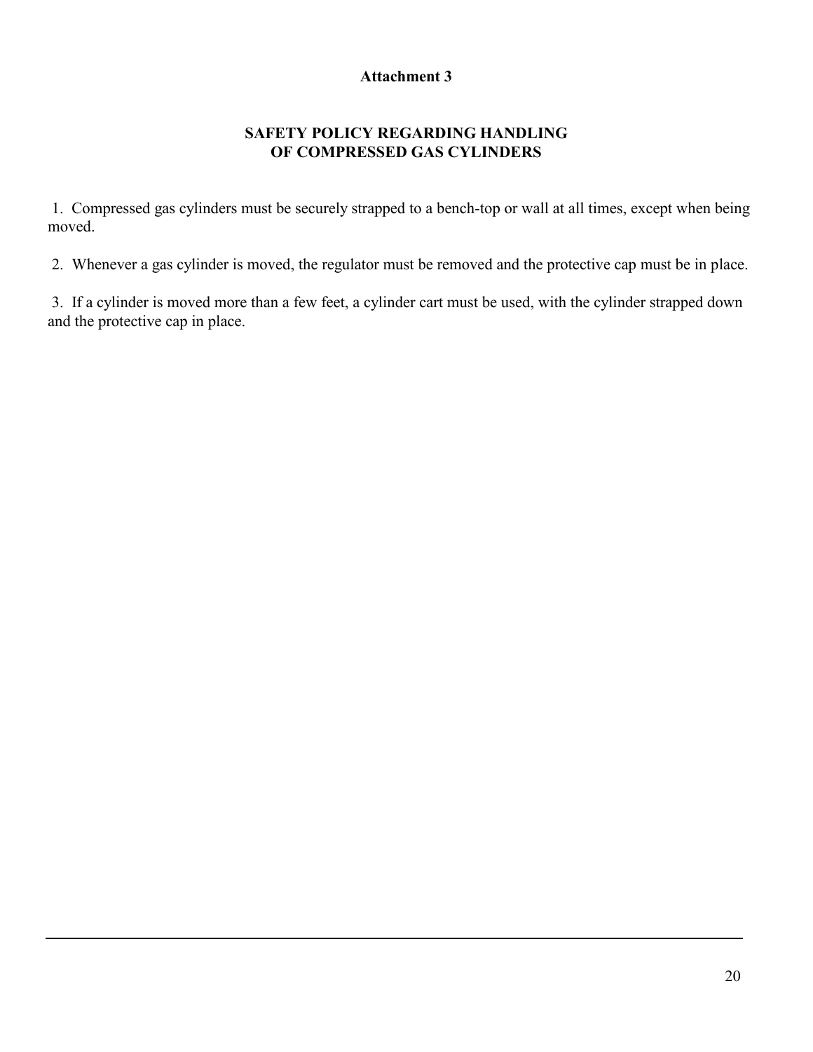**Attachment 3**

## SAFETY POLICY REGARDING HANDLING OF COMPRESSED GAS CYLINDERS

1. Compressed gas cylinders must be securely strapped to a bench-top or wall at all times, except when being moved.

2. Whenever a gas cylinder is moved, the regulator must be removed and the protective cap must be in place.

3. If a cylinder is moved more than a few feet, a cylinder cart must be used, with the cylinder strapped down and the protective cap in place.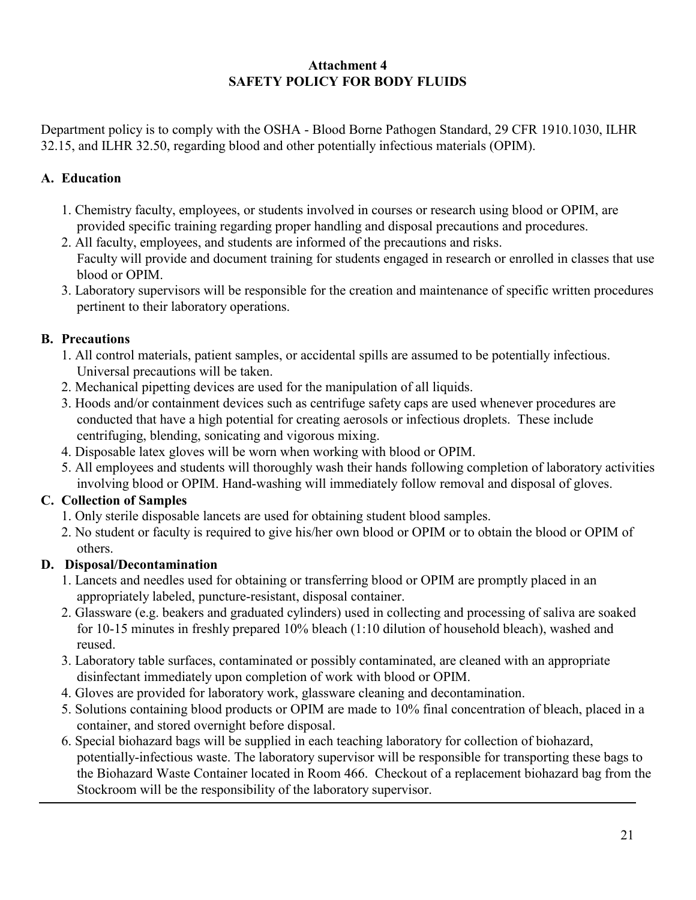# Attachment 4
# SAFETY POLICY FOR BODY FLUIDS

Department policy is to comply with the OSHA - Blood Borne Pathogen Standard, 29 CFR 1910.1030, ILHR 32.15, and ILHR 32.50, regarding blood and other potentially infectious materials (OPIM).

## A. Education

1. Chemistry faculty, employees, or students involved in courses or research using blood or OPIM, are provided specific training regarding proper handling and disposal precautions and procedures.
2. All faculty, employees, and students are informed of the precautions and risks. Faculty will provide and document training for students engaged in research or enrolled in classes that use blood or OPIM.
3. Laboratory supervisors will be responsible for the creation and maintenance of specific written procedures pertinent to their laboratory operations.

## B. Precautions

1. All control materials, patient samples, or accidental spills are assumed to be potentially infectious. Universal precautions will be taken.
2. Mechanical pipetting devices are used for the manipulation of all liquids.
3. Hoods and/or containment devices such as centrifuge safety caps are used whenever procedures are conducted that have a high potential for creating aerosols or infectious droplets. These include centrifuging, blending, sonicating and vigorous mixing.
4. Disposable latex gloves will be worn when working with blood or OPIM.
5. All employees and students will thoroughly wash their hands following completion of laboratory activities involving blood or OPIM. Hand-washing will immediately follow removal and disposal of gloves.

## C. Collection of Samples

1. Only sterile disposable lancets are used for obtaining student blood samples.
2. No student or faculty is required to give his/her own blood or OPIM or to obtain the blood or OPIM of others.

## D. Disposal/Decontamination

1. Lancets and needles used for obtaining or transferring blood or OPIM are promptly placed in an appropriately labeled, puncture-resistant, disposal container.
2. Glassware (e.g. beakers and graduated cylinders) used in collecting and processing of saliva are soaked for 10-15 minutes in freshly prepared 10% bleach (1:10 dilution of household bleach), washed and reused.
3. Laboratory table surfaces, contaminated or possibly contaminated, are cleaned with an appropriate disinfectant immediately upon completion of work with blood or OPIM.
4. Gloves are provided for laboratory work, glassware cleaning and decontamination.
5. Solutions containing blood products or OPIM are made to 10% final concentration of bleach, placed in a container, and stored overnight before disposal.
6. Special biohazard bags will be supplied in each teaching laboratory for collection of biohazard, potentially-infectious waste. The laboratory supervisor will be responsible for transporting these bags to the Biohazard Waste Container located in Room 466. Checkout of a replacement biohazard bag from the Stockroom will be the responsibility of the laboratory supervisor.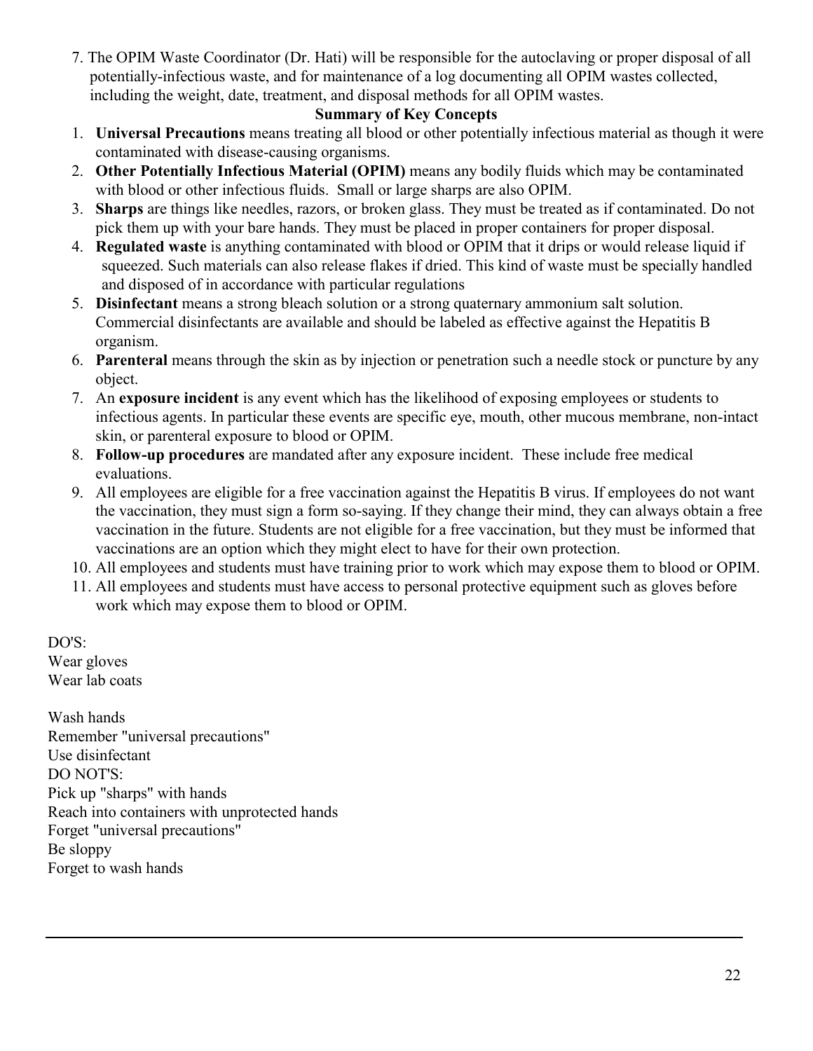7. The OPIM Waste Coordinator (Dr. Hati) will be responsible for the autoclaving or proper disposal of all potentially-infectious waste, and for maintenance of a log documenting all OPIM wastes collected, including the weight, date, treatment, and disposal methods for all OPIM wastes.

### Summary of Key Concepts

1. **Universal Precautions** means treating all blood or other potentially infectious material as though it were contaminated with disease-causing organisms.
2. **Other Potentially Infectious Material (OPIM)** means any bodily fluids which may be contaminated with blood or other infectious fluids. Small or large sharps are also OPIM.
3. **Sharps** are things like needles, razors, or broken glass. They must be treated as if contaminated. Do not pick them up with your bare hands. They must be placed in proper containers for proper disposal.
4. **Regulated waste** is anything contaminated with blood or OPIM that it drips or would release liquid if squeezed. Such materials can also release flakes if dried. This kind of waste must be specially handled and disposed of in accordance with particular regulations
5. **Disinfectant** means a strong bleach solution or a strong quaternary ammonium salt solution. Commercial disinfectants are available and should be labeled as effective against the Hepatitis B organism.
6. **Parenteral** means through the skin as by injection or penetration such a needle stock or puncture by any object.
7. An **exposure incident** is any event which has the likelihood of exposing employees or students to infectious agents. In particular these events are specific eye, mouth, other mucous membrane, non-intact skin, or parenteral exposure to blood or OPIM.
8. **Follow-up procedures** are mandated after any exposure incident. These include free medical evaluations.
9. All employees are eligible for a free vaccination against the Hepatitis B virus. If employees do not want the vaccination, they must sign a form so-saying. If they change their mind, they can always obtain a free vaccination in the future. Students are not eligible for a free vaccination, but they must be informed that vaccinations are an option which they might elect to have for their own protection.
10. All employees and students must have training prior to work which may expose them to blood or OPIM.
11. All employees and students must have access to personal protective equipment such as gloves before work which may expose them to blood or OPIM.

DO'S:
Wear gloves
Wear lab coats

Wash hands
Remember "universal precautions"
Use disinfectant
DO NOT'S:
Pick up "sharps" with hands
Reach into containers with unprotected hands
Forget "universal precautions"
Be sloppy
Forget to wash hands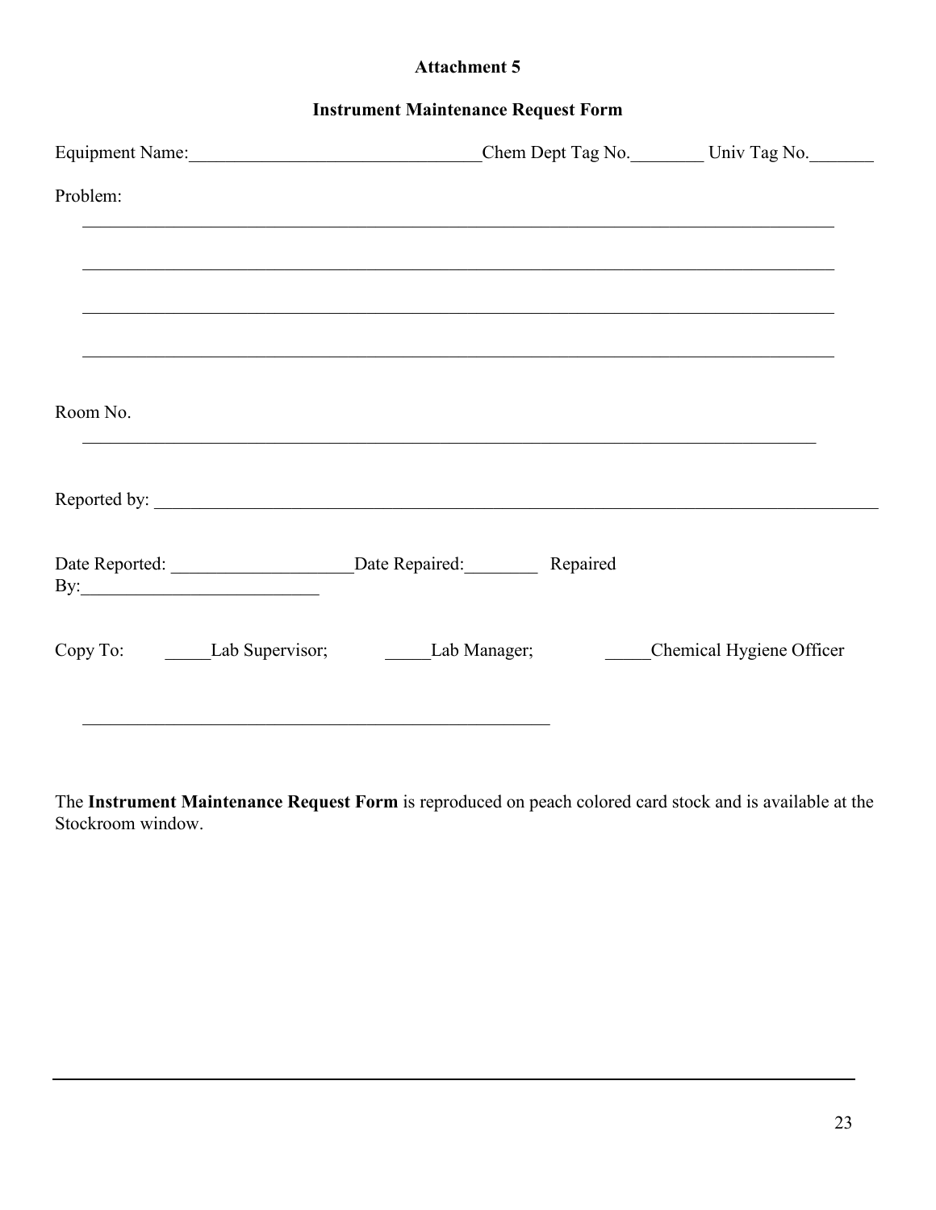**Attachment 5**

**Instrument Maintenance Request Form**

Equipment Name:________________________________Chem Dept Tag No.________ Univ Tag No._______

Problem:

_______________________________________________________________________________

_______________________________________________________________________________

_______________________________________________________________________________

_______________________________________________________________________________

Room No.

_______________________________________________________________________________

Reported by: _______________________________________________________________________________

Date Reported: ____________________Date Repaired:________ Repaired By:__________________________

Copy To: _____Lab Supervisor; _____Lab Manager; _____Chemical Hygiene Officer

_____________________________________________________

The **Instrument Maintenance Request Form** is reproduced on peach colored card stock and is available at the Stockroom window.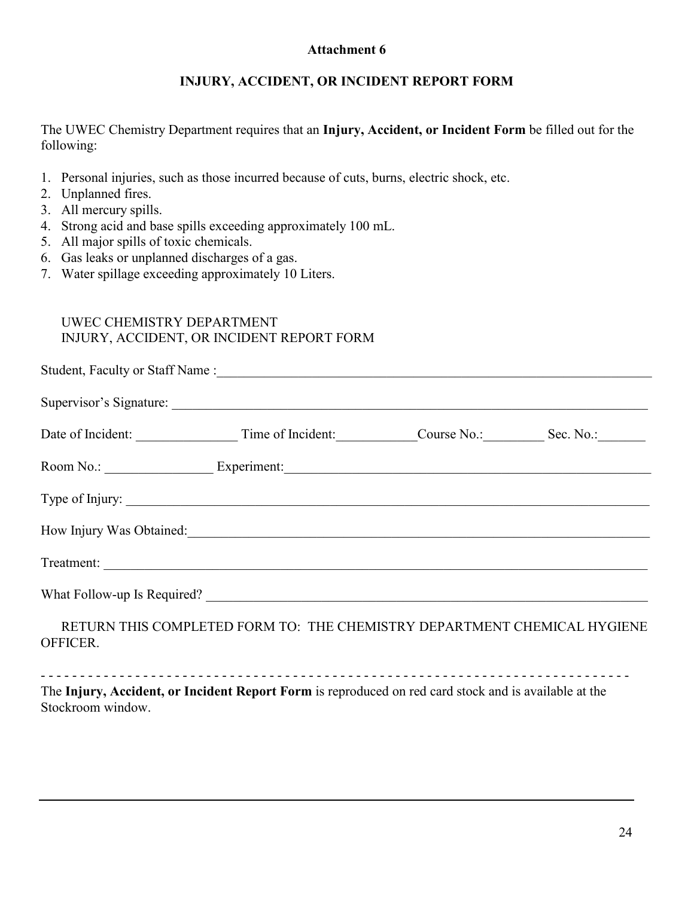**Attachment 6**

**INJURY, ACCIDENT, OR INCIDENT REPORT FORM**

The UWEC Chemistry Department requires that an **Injury, Accident, or Incident Form** be filled out for the following:

1. Personal injuries, such as those incurred because of cuts, burns, electric shock, etc.
2. Unplanned fires.
3. All mercury spills.
4. Strong acid and base spills exceeding approximately 100 mL.
5. All major spills of toxic chemicals.
6. Gas leaks or unplanned discharges of a gas.
7. Water spillage exceeding approximately 10 Liters.

UWEC CHEMISTRY DEPARTMENT
INJURY, ACCIDENT, OR INCIDENT REPORT FORM

Student, Faculty or Staff Name :_______________________________________________

Supervisor's Signature: _______________________________________________

Date of Incident: _______________ Time of Incident:____________Course No.:_________ Sec. No.:_______

Room No.: ________________ Experiment:_______________________________________

Type of Injury: _______________________________________________

How Injury Was Obtained:_______________________________________________

Treatment: _______________________________________________

What Follow-up Is Required? _______________________________________________

RETURN THIS COMPLETED FORM TO: THE CHEMISTRY DEPARTMENT CHEMICAL HYGIENE OFFICER.

- - - - - - - - - - - - - - - - - - - - - - - - - - - - - - - - - - - - - - - - - - - - - - - - - - - - - - - - - - - - - - - - - - - - - - - - -

The **Injury, Accident, or Incident Report Form** is reproduced on red card stock and is available at the Stockroom window.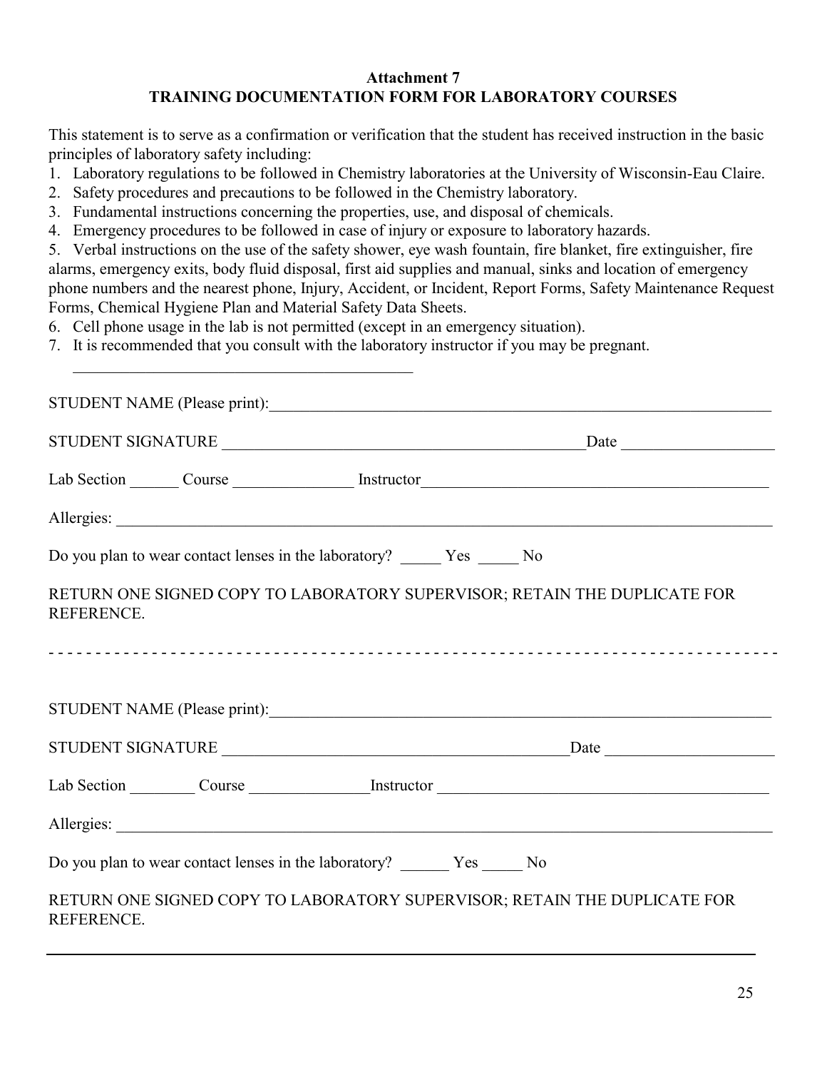**Attachment 7**
**TRAINING DOCUMENTATION FORM FOR LABORATORY COURSES**

This statement is to serve as a confirmation or verification that the student has received instruction in the basic principles of laboratory safety including:

1. Laboratory regulations to be followed in Chemistry laboratories at the University of Wisconsin-Eau Claire.
2. Safety procedures and precautions to be followed in the Chemistry laboratory.
3. Fundamental instructions concerning the properties, use, and disposal of chemicals.
4. Emergency procedures to be followed in case of injury or exposure to laboratory hazards.
5. Verbal instructions on the use of the safety shower, eye wash fountain, fire blanket, fire extinguisher, fire alarms, emergency exits, body fluid disposal, first aid supplies and manual, sinks and location of emergency phone numbers and the nearest phone, Injury, Accident, or Incident, Report Forms, Safety Maintenance Request Forms, Chemical Hygiene Plan and Material Safety Data Sheets.
6. Cell phone usage in the lab is not permitted (except in an emergency situation).
7. It is recommended that you consult with the laboratory instructor if you may be pregnant.

STUDENT NAME (Please print):______________________________________________________________

STUDENT SIGNATURE ___________________________________________Date __________________

Lab Section ______ Course ______________ Instructor________________________________________

Allergies: ____________________________________________________________________________

Do you plan to wear contact lenses in the laboratory? _____ Yes _____ No

RETURN ONE SIGNED COPY TO LABORATORY SUPERVISOR; RETAIN THE DUPLICATE FOR REFERENCE.

- - - - - - - - - - - - - - - - - - - - - - - - - - - - - - - - - - - - - - - - - - - - - - - - - - - - - - - -

STUDENT NAME (Please print):______________________________________________________________

STUDENT SIGNATURE ___________________________________________Date ____________________

Lab Section ________ Course ______________Instructor _______________________________________

Allergies: ____________________________________________________________________________

Do you plan to wear contact lenses in the laboratory? ______ Yes _____ No

RETURN ONE SIGNED COPY TO LABORATORY SUPERVISOR; RETAIN THE DUPLICATE FOR REFERENCE.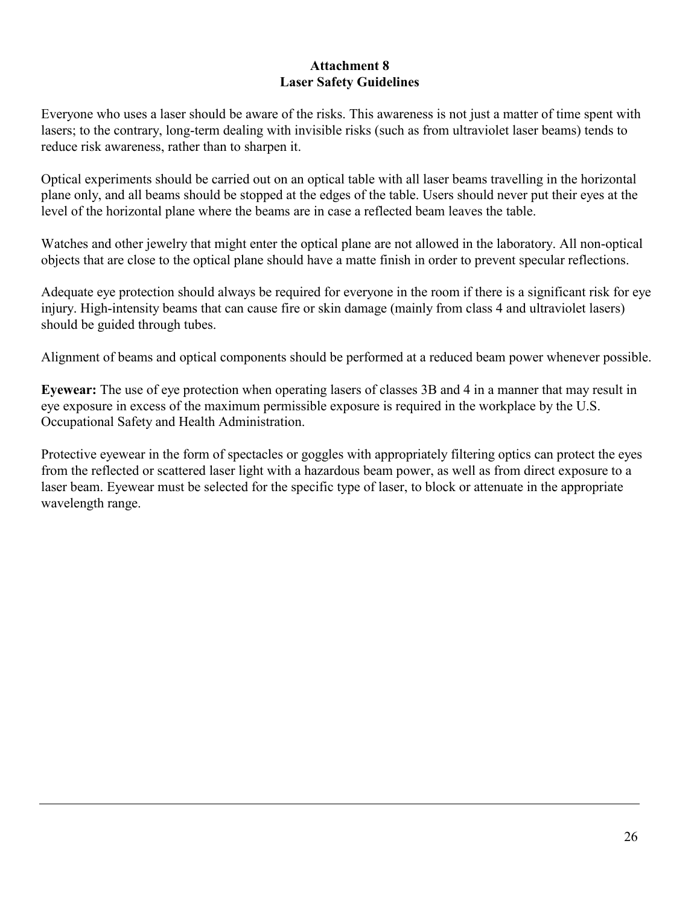# Attachment 8
## Laser Safety Guidelines

Everyone who uses a laser should be aware of the risks. This awareness is not just a matter of time spent with lasers; to the contrary, long-term dealing with invisible risks (such as from ultraviolet laser beams) tends to reduce risk awareness, rather than to sharpen it.

Optical experiments should be carried out on an optical table with all laser beams travelling in the horizontal plane only, and all beams should be stopped at the edges of the table. Users should never put their eyes at the level of the horizontal plane where the beams are in case a reflected beam leaves the table.

Watches and other jewelry that might enter the optical plane are not allowed in the laboratory. All non-optical objects that are close to the optical plane should have a matte finish in order to prevent specular reflections.

Adequate eye protection should always be required for everyone in the room if there is a significant risk for eye injury. High-intensity beams that can cause fire or skin damage (mainly from class 4 and ultraviolet lasers) should be guided through tubes.

Alignment of beams and optical components should be performed at a reduced beam power whenever possible.

**Eyewear:** The use of eye protection when operating lasers of classes 3B and 4 in a manner that may result in eye exposure in excess of the maximum permissible exposure is required in the workplace by the U.S. Occupational Safety and Health Administration.

Protective eyewear in the form of spectacles or goggles with appropriately filtering optics can protect the eyes from the reflected or scattered laser light with a hazardous beam power, as well as from direct exposure to a laser beam. Eyewear must be selected for the specific type of laser, to block or attenuate in the appropriate wavelength range.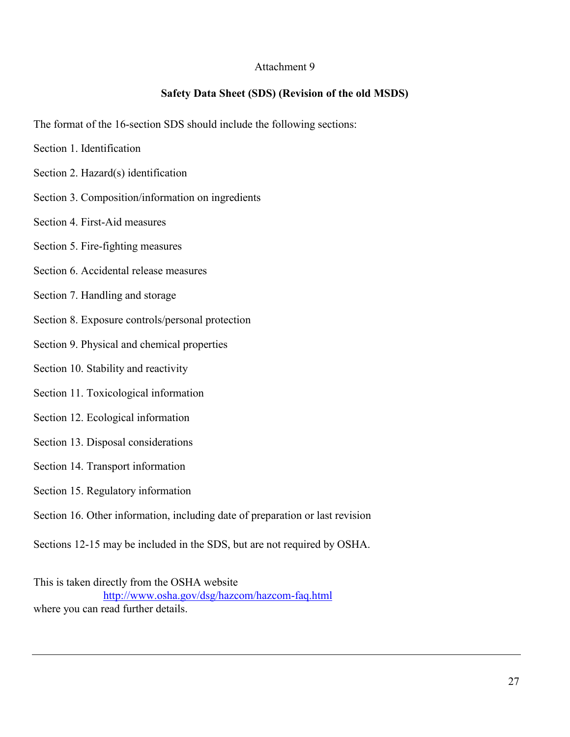Attachment 9

## Safety Data Sheet (SDS) (Revision of the old MSDS)

The format of the 16-section SDS should include the following sections:

Section 1. Identification

Section 2. Hazard(s) identification

Section 3. Composition/information on ingredients

Section 4. First-Aid measures

Section 5. Fire-fighting measures

Section 6. Accidental release measures

Section 7. Handling and storage

Section 8. Exposure controls/personal protection

Section 9. Physical and chemical properties

Section 10. Stability and reactivity

Section 11. Toxicological information

Section 12. Ecological information

Section 13. Disposal considerations

Section 14. Transport information

Section 15. Regulatory information

Section 16. Other information, including date of preparation or last revision

Sections 12-15 may be included in the SDS, but are not required by OSHA.

This is taken directly from the OSHA website
[http://www.osha.gov/dsg/hazcom/hazcom-faq.html](http://www.osha.gov/dsg/hazcom/hazcom-faq.html)
where you can read further details.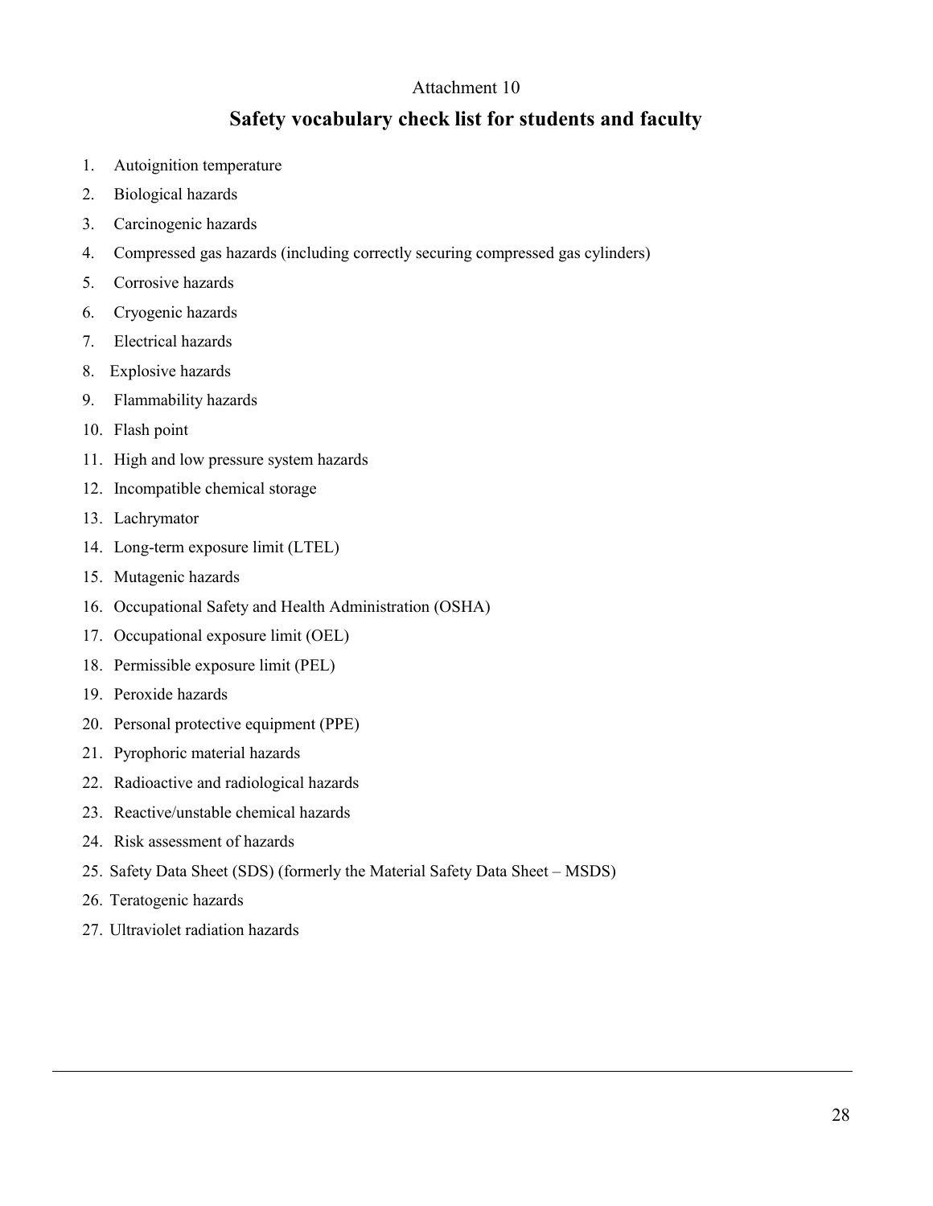Attachment 10

## Safety vocabulary check list for students and faculty

1. Autoignition temperature
2. Biological hazards
3. Carcinogenic hazards
4. Compressed gas hazards (including correctly securing compressed gas cylinders)
5. Corrosive hazards
6. Cryogenic hazards
7. Electrical hazards
8. Explosive hazards
9. Flammability hazards
10. Flash point
11. High and low pressure system hazards
12. Incompatible chemical storage
13. Lachrymator
14. Long-term exposure limit (LTEL)
15. Mutagenic hazards
16. Occupational Safety and Health Administration (OSHA)
17. Occupational exposure limit (OEL)
18. Permissible exposure limit (PEL)
19. Peroxide hazards
20. Personal protective equipment (PPE)
21. Pyrophoric material hazards
22. Radioactive and radiological hazards
23. Reactive/unstable chemical hazards
24. Risk assessment of hazards
25. Safety Data Sheet (SDS) (formerly the Material Safety Data Sheet – MSDS)
26. Teratogenic hazards
27. Ultraviolet radiation hazards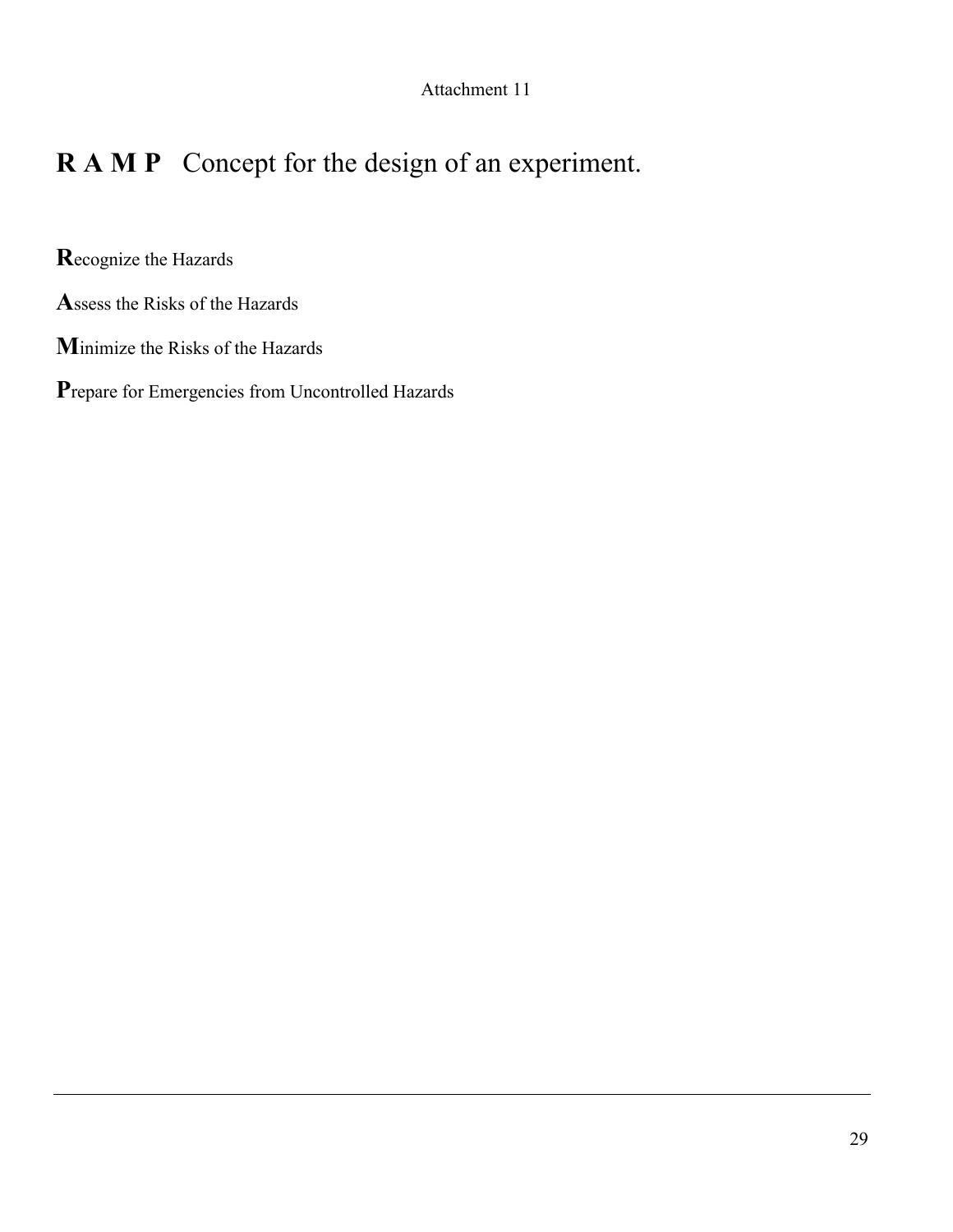Attachment 11

# **R A M P** Concept for the design of an experiment.

**R**ecognize the Hazards

**A**ssess the Risks of the Hazards

**M**inimize the Risks of the Hazards

**P**repare for Emergencies from Uncontrolled Hazards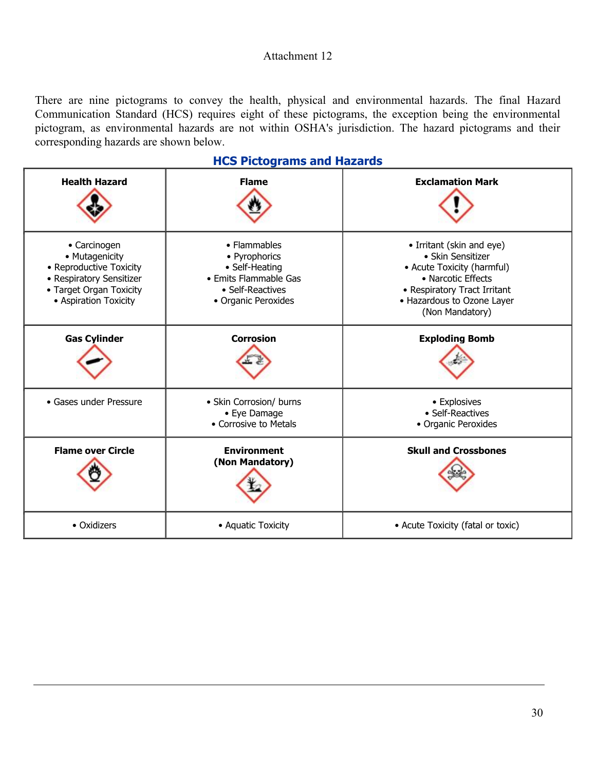Attachment 12

There are nine pictograms to convey the health, physical and environmental hazards. The final Hazard Communication Standard (HCS) requires eight of these pictograms, the exception being the environmental pictogram, as environmental hazards are not within OSHA's jurisdiction. The hazard pictograms and their corresponding hazards are shown below.

## HCS Pictograms and Hazards

| **Health Hazard** | **Flame** | **Exclamation Mark** |
|---|---|---|
| • Carcinogen<br>• Mutagenicity<br>• Reproductive Toxicity<br>• Respiratory Sensitizer<br>• Target Organ Toxicity<br>• Aspiration Toxicity | • Flammables<br>• Pyrophorics<br>• Self-Heating<br>• Emits Flammable Gas<br>• Self-Reactives<br>• Organic Peroxides | • Irritant (skin and eye)<br>• Skin Sensitizer<br>• Acute Toxicity (harmful)<br>• Narcotic Effects<br>• Respiratory Tract Irritant<br>• Hazardous to Ozone Layer (Non Mandatory) |
| **Gas Cylinder** | **Corrosion** | **Exploding Bomb** |
| • Gases under Pressure | • Skin Corrosion/ burns<br>• Eye Damage<br>• Corrosive to Metals | • Explosives<br>• Self-Reactives<br>• Organic Peroxides |
| **Flame over Circle** | **Environment (Non Mandatory)** | **Skull and Crossbones** |
| • Oxidizers | • Aquatic Toxicity | • Acute Toxicity (fatal or toxic) |